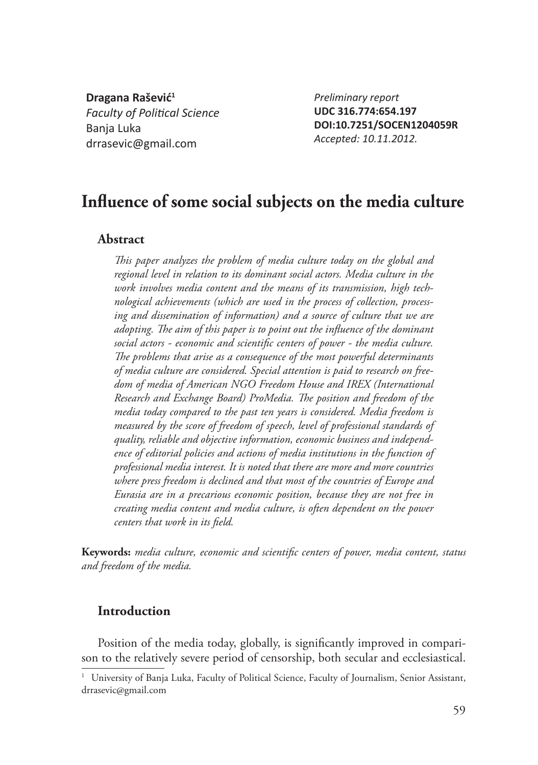**Dragana Rašević**[1]
*Faculty of Political Science*
Banja Luka
drrasevic@gmail.com

*Preliminary report*
**UDC 316.774:654.197**
**DOI:10.7251/SOCEN1204059R**
*Accepted: 10.11.2012.*

# Influence of some social subjects on the media culture

## Abstract

*This paper analyzes the problem of media culture today on the global and regional level in relation to its dominant social actors. Media culture in the work involves media content and the means of its transmission, high technological achievements (which are used in the process of collection, processing and dissemination of information) and a source of culture that we are adopting. The aim of this paper is to point out the influence of the dominant social actors - economic and scientific centers of power - the media culture. The problems that arise as a consequence of the most powerful determinants of media culture are considered. Special attention is paid to research on freedom of media of American NGO Freedom House and IREX (International Research and Exchange Board) ProMedia. The position and freedom of the media today compared to the past ten years is considered. Media freedom is measured by the score of freedom of speech, level of professional standards of quality, reliable and objective information, economic business and independence of editorial policies and actions of media institutions in the function of professional media interest. It is noted that there are more and more countries where press freedom is declined and that most of the countries of Europe and Eurasia are in a precarious economic position, because they are not free in creating media content and media culture, is often dependent on the power centers that work in its field.*

**Keywords:** *media culture, economic and scientific centers of power, media content, status and freedom of the media.*

## Introduction

Position of the media today, globally, is significantly improved in comparison to the relatively severe period of censorship, both secular and ecclesiastical.

[1] University of Banja Luka, Faculty of Political Science, Faculty of Journalism, Senior Assistant, drrasevic@gmail.com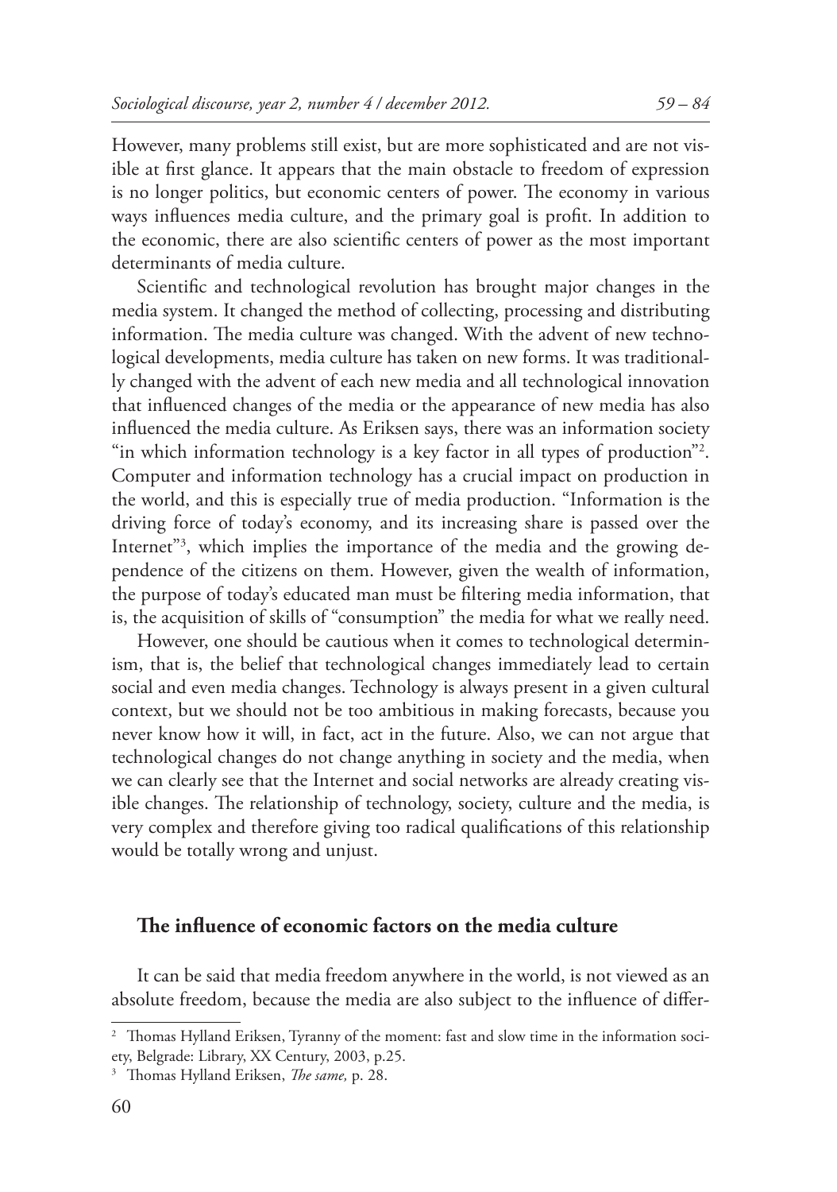However, many problems still exist, but are more sophisticated and are not visible at first glance. It appears that the main obstacle to freedom of expression is no longer politics, but economic centers of power. The economy in various ways influences media culture, and the primary goal is profit. In addition to the economic, there are also scientific centers of power as the most important determinants of media culture.

Scientific and technological revolution has brought major changes in the media system. It changed the method of collecting, processing and distributing information. The media culture was changed. With the advent of new technological developments, media culture has taken on new forms. It was traditionally changed with the advent of each new media and all technological innovation that influenced changes of the media or the appearance of new media has also influenced the media culture. As Eriksen says, there was an information society "in which information technology is a key factor in all types of production"[2]. Computer and information technology has a crucial impact on production in the world, and this is especially true of media production. "Information is the driving force of today's economy, and its increasing share is passed over the Internet"[3], which implies the importance of the media and the growing dependence of the citizens on them. However, given the wealth of information, the purpose of today's educated man must be filtering media information, that is, the acquisition of skills of "consumption" the media for what we really need.

However, one should be cautious when it comes to technological determinism, that is, the belief that technological changes immediately lead to certain social and even media changes. Technology is always present in a given cultural context, but we should not be too ambitious in making forecasts, because you never know how it will, in fact, act in the future. Also, we can not argue that technological changes do not change anything in society and the media, when we can clearly see that the Internet and social networks are already creating visible changes. The relationship of technology, society, culture and the media, is very complex and therefore giving too radical qualifications of this relationship would be totally wrong and unjust.

## The influence of economic factors on the media culture

It can be said that media freedom anywhere in the world, is not viewed as an absolute freedom, because the media are also subject to the influence of differ-

---

[2] Thomas Hylland Eriksen, Tyranny of the moment: fast and slow time in the information society, Belgrade: Library, XX Century, 2003, p.25.

[3] Thomas Hylland Eriksen, *The same,* p. 28.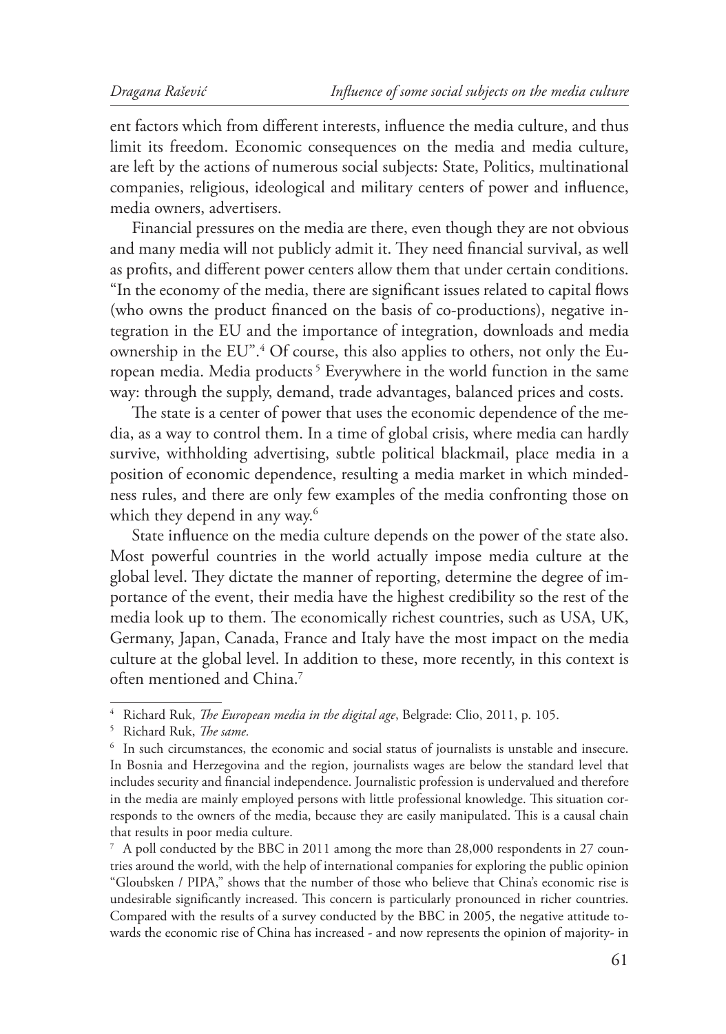ent factors which from different interests, influence the media culture, and thus limit its freedom. Economic consequences on the media and media culture, are left by the actions of numerous social subjects: State, Politics, multinational companies, religious, ideological and military centers of power and influence, media owners, advertisers.

Financial pressures on the media are there, even though they are not obvious and many media will not publicly admit it. They need financial survival, as well as profits, and different power centers allow them that under certain conditions. "In the economy of the media, there are significant issues related to capital flows (who owns the product financed on the basis of co-productions), negative integration in the EU and the importance of integration, downloads and media ownership in the EU".[4] Of course, this also applies to others, not only the European media. Media products [5] Everywhere in the world function in the same way: through the supply, demand, trade advantages, balanced prices and costs.

The state is a center of power that uses the economic dependence of the media, as a way to control them. In a time of global crisis, where media can hardly survive, withholding advertising, subtle political blackmail, place media in a position of economic dependence, resulting a media market in which mindedness rules, and there are only few examples of the media confronting those on which they depend in any way.[6]

State influence on the media culture depends on the power of the state also. Most powerful countries in the world actually impose media culture at the global level. They dictate the manner of reporting, determine the degree of importance of the event, their media have the highest credibility so the rest of the media look up to them. The economically richest countries, such as USA, UK, Germany, Japan, Canada, France and Italy have the most impact on the media culture at the global level. In addition to these, more recently, in this context is often mentioned and China.[7]

---

[4] Richard Ruk, *The European media in the digital age*, Belgrade: Clio, 2011, p. 105.

[5] Richard Ruk, *The same.*

[6] In such circumstances, the economic and social status of journalists is unstable and insecure. In Bosnia and Herzegovina and the region, journalists wages are below the standard level that includes security and financial independence. Journalistic profession is undervalued and therefore in the media are mainly employed persons with little professional knowledge. This situation corresponds to the owners of the media, because they are easily manipulated. This is a causal chain that results in poor media culture.

[7] A poll conducted by the BBC in 2011 among the more than 28,000 respondents in 27 countries around the world, with the help of international companies for exploring the public opinion "Gloubsken / PIPA," shows that the number of those who believe that China's economic rise is undesirable significantly increased. This concern is particularly pronounced in richer countries. Compared with the results of a survey conducted by the BBC in 2005, the negative attitude towards the economic rise of China has increased - and now represents the opinion of majority- in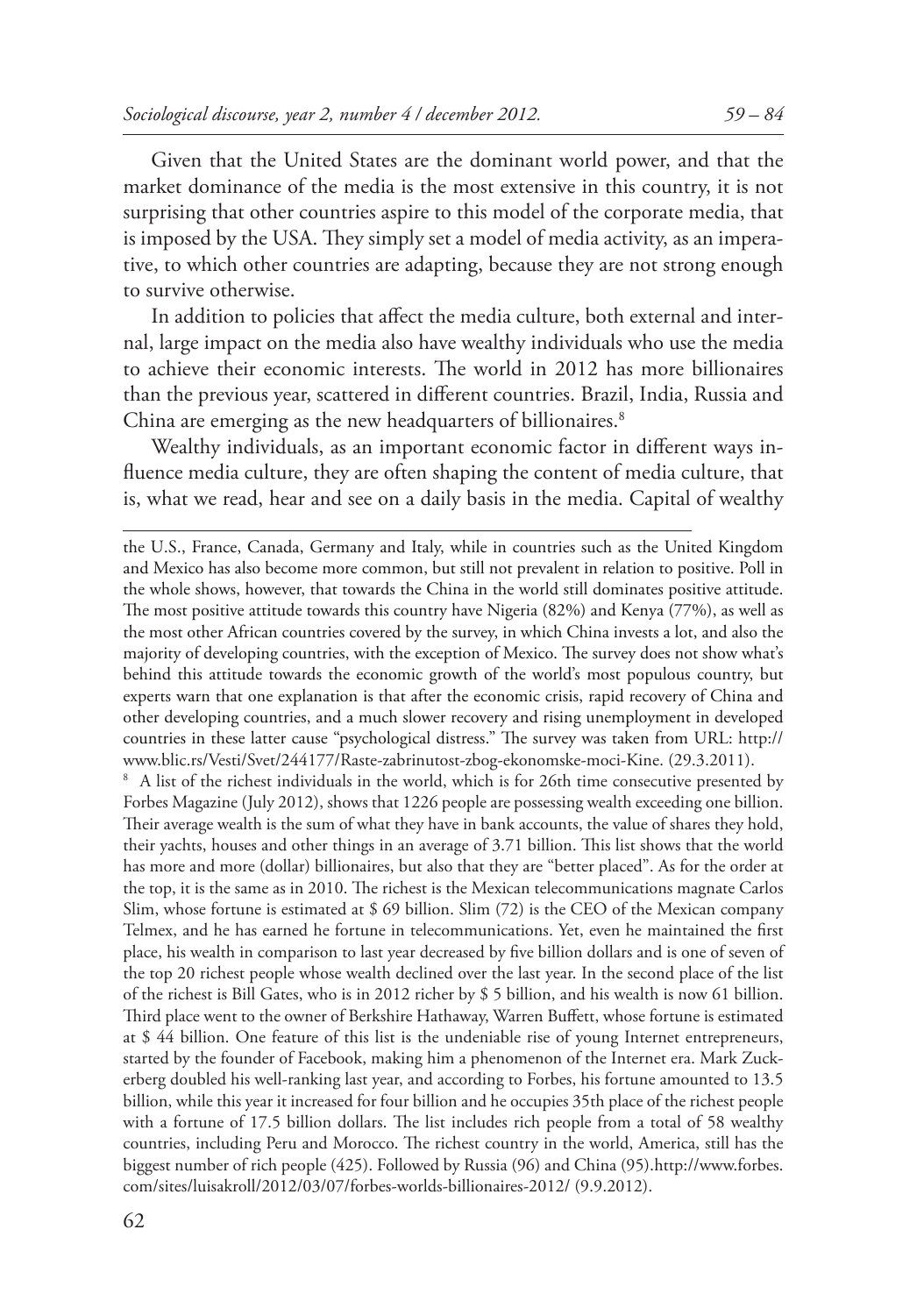Given that the United States are the dominant world power, and that the market dominance of the media is the most extensive in this country, it is not surprising that other countries aspire to this model of the corporate media, that is imposed by the USA. They simply set a model of media activity, as an imperative, to which other countries are adapting, because they are not strong enough to survive otherwise.

In addition to policies that affect the media culture, both external and internal, large impact on the media also have wealthy individuals who use the media to achieve their economic interests. The world in 2012 has more billionaires than the previous year, scattered in different countries. Brazil, India, Russia and China are emerging as the new headquarters of billionaires.[8]

Wealthy individuals, as an important economic factor in different ways influence media culture, they are often shaping the content of media culture, that is, what we read, hear and see on a daily basis in the media. Capital of wealthy

---

the U.S., France, Canada, Germany and Italy, while in countries such as the United Kingdom and Mexico has also become more common, but still not prevalent in relation to positive. Poll in the whole shows, however, that towards the China in the world still dominates positive attitude. The most positive attitude towards this country have Nigeria (82%) and Kenya (77%), as well as the most other African countries covered by the survey, in which China invests a lot, and also the majority of developing countries, with the exception of Mexico. The survey does not show what's behind this attitude towards the economic growth of the world's most populous country, but experts warn that one explanation is that after the economic crisis, rapid recovery of China and other developing countries, and a much slower recovery and rising unemployment in developed countries in these latter cause "psychological distress." The survey was taken from URL: http://www.blic.rs/Vesti/Svet/244177/Raste-zabrinutost-zbog-ekonomske-moci-Kine. (29.3.2011).

[8] A list of the richest individuals in the world, which is for 26th time consecutive presented by Forbes Magazine (July 2012), shows that 1226 people are possessing wealth exceeding one billion. Their average wealth is the sum of what they have in bank accounts, the value of shares they hold, their yachts, houses and other things in an average of 3.71 billion. This list shows that the world has more and more (dollar) billionaires, but also that they are "better placed". As for the order at the top, it is the same as in 2010. The richest is the Mexican telecommunications magnate Carlos Slim, whose fortune is estimated at $ 69 billion. Slim (72) is the CEO of the Mexican company Telmex, and he has earned he fortune in telecommunications. Yet, even he maintained the first place, his wealth in comparison to last year decreased by five billion dollars and is one of seven of the top 20 richest people whose wealth declined over the last year. In the second place of the list of the richest is Bill Gates, who is in 2012 richer by $ 5 billion, and his wealth is now 61 billion. Third place went to the owner of Berkshire Hathaway, Warren Buffett, whose fortune is estimated at $ 44 billion. One feature of this list is the undeniable rise of young Internet entrepreneurs, started by the founder of Facebook, making him a phenomenon of the Internet era. Mark Zuckerberg doubled his well-ranking last year, and according to Forbes, his fortune amounted to 13.5 billion, while this year it increased for four billion and he occupies 35th place of the richest people with a fortune of 17.5 billion dollars. The list includes rich people from a total of 58 wealthy countries, including Peru and Morocco. The richest country in the world, America, still has the biggest number of rich people (425). Followed by Russia (96) and China (95).http://www.forbes.com/sites/luisakroll/2012/03/07/forbes-worlds-billionaires-2012/ (9.9.2012).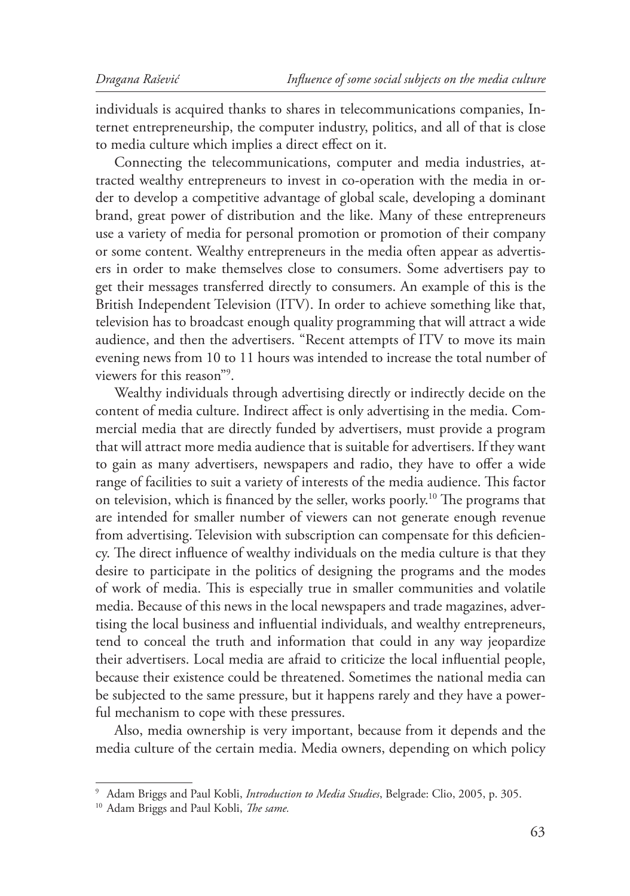individuals is acquired thanks to shares in telecommunications companies, Internet entrepreneurship, the computer industry, politics, and all of that is close to media culture which implies a direct effect on it.

Connecting the telecommunications, computer and media industries, attracted wealthy entrepreneurs to invest in co-operation with the media in order to develop a competitive advantage of global scale, developing a dominant brand, great power of distribution and the like. Many of these entrepreneurs use a variety of media for personal promotion or promotion of their company or some content. Wealthy entrepreneurs in the media often appear as advertisers in order to make themselves close to consumers. Some advertisers pay to get their messages transferred directly to consumers. An example of this is the British Independent Television (ITV). In order to achieve something like that, television has to broadcast enough quality programming that will attract a wide audience, and then the advertisers. "Recent attempts of ITV to move its main evening news from 10 to 11 hours was intended to increase the total number of viewers for this reason"[9].

Wealthy individuals through advertising directly or indirectly decide on the content of media culture. Indirect affect is only advertising in the media. Commercial media that are directly funded by advertisers, must provide a program that will attract more media audience that is suitable for advertisers. If they want to gain as many advertisers, newspapers and radio, they have to offer a wide range of facilities to suit a variety of interests of the media audience. This factor on television, which is financed by the seller, works poorly.[10] The programs that are intended for smaller number of viewers can not generate enough revenue from advertising. Television with subscription can compensate for this deficiency. The direct influence of wealthy individuals on the media culture is that they desire to participate in the politics of designing the programs and the modes of work of media. This is especially true in smaller communities and volatile media. Because of this news in the local newspapers and trade magazines, advertising the local business and influential individuals, and wealthy entrepreneurs, tend to conceal the truth and information that could in any way jeopardize their advertisers. Local media are afraid to criticize the local influential people, because their existence could be threatened. Sometimes the national media can be subjected to the same pressure, but it happens rarely and they have a powerful mechanism to cope with these pressures.

Also, media ownership is very important, because from it depends and the media culture of the certain media. Media owners, depending on which policy

---

[9] Adam Briggs and Paul Kobli, *Introduction to Media Studies*, Belgrade: Clio, 2005, p. 305.

[10] Adam Briggs and Paul Kobli, *The same.*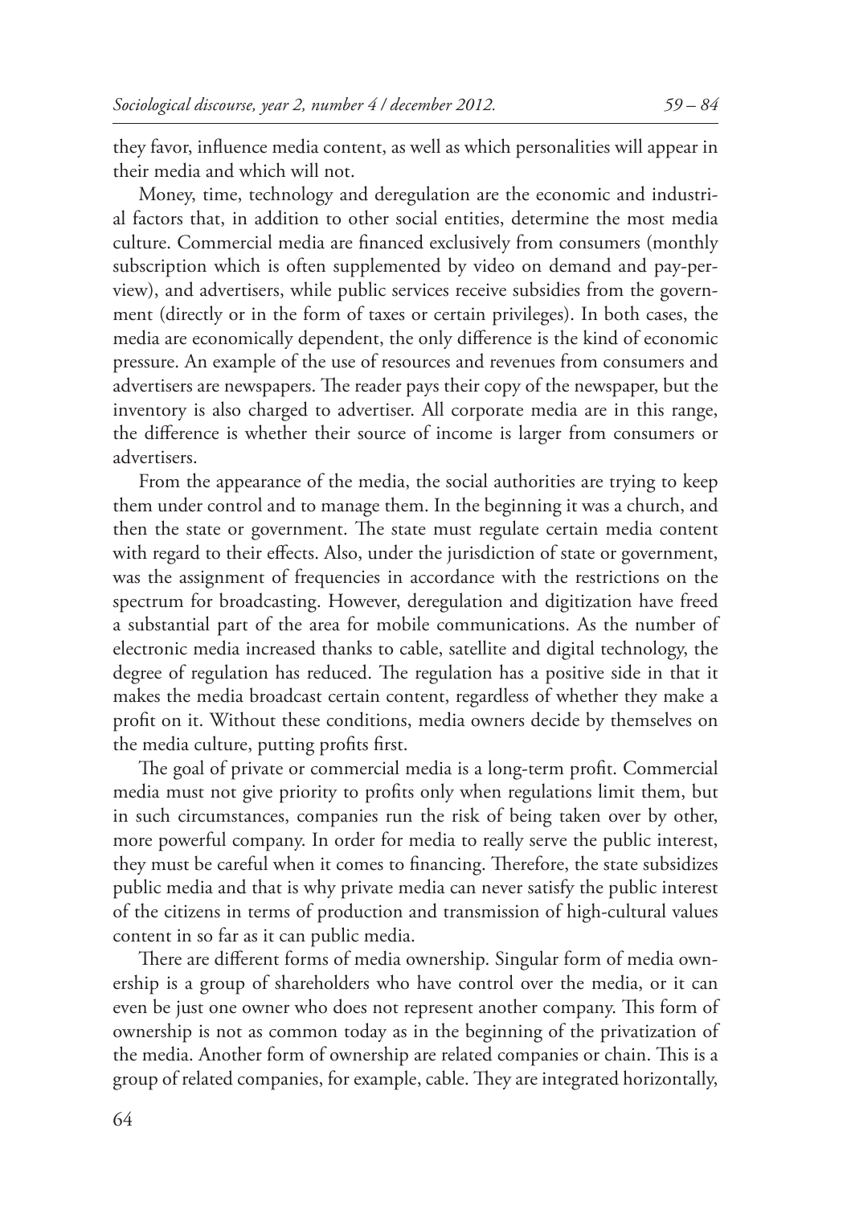they favor, influence media content, as well as which personalities will appear in their media and which will not.

Money, time, technology and deregulation are the economic and industrial factors that, in addition to other social entities, determine the most media culture. Commercial media are financed exclusively from consumers (monthly subscription which is often supplemented by video on demand and pay-per-view), and advertisers, while public services receive subsidies from the government (directly or in the form of taxes or certain privileges). In both cases, the media are economically dependent, the only difference is the kind of economic pressure. An example of the use of resources and revenues from consumers and advertisers are newspapers. The reader pays their copy of the newspaper, but the inventory is also charged to advertiser. All corporate media are in this range, the difference is whether their source of income is larger from consumers or advertisers.

From the appearance of the media, the social authorities are trying to keep them under control and to manage them. In the beginning it was a church, and then the state or government. The state must regulate certain media content with regard to their effects. Also, under the jurisdiction of state or government, was the assignment of frequencies in accordance with the restrictions on the spectrum for broadcasting. However, deregulation and digitization have freed a substantial part of the area for mobile communications. As the number of electronic media increased thanks to cable, satellite and digital technology, the degree of regulation has reduced. The regulation has a positive side in that it makes the media broadcast certain content, regardless of whether they make a profit on it. Without these conditions, media owners decide by themselves on the media culture, putting profits first.

The goal of private or commercial media is a long-term profit. Commercial media must not give priority to profits only when regulations limit them, but in such circumstances, companies run the risk of being taken over by other, more powerful company. In order for media to really serve the public interest, they must be careful when it comes to financing. Therefore, the state subsidizes public media and that is why private media can never satisfy the public interest of the citizens in terms of production and transmission of high-cultural values content in so far as it can public media.

There are different forms of media ownership. Singular form of media ownership is a group of shareholders who have control over the media, or it can even be just one owner who does not represent another company. This form of ownership is not as common today as in the beginning of the privatization of the media. Another form of ownership are related companies or chain. This is a group of related companies, for example, cable. They are integrated horizontally,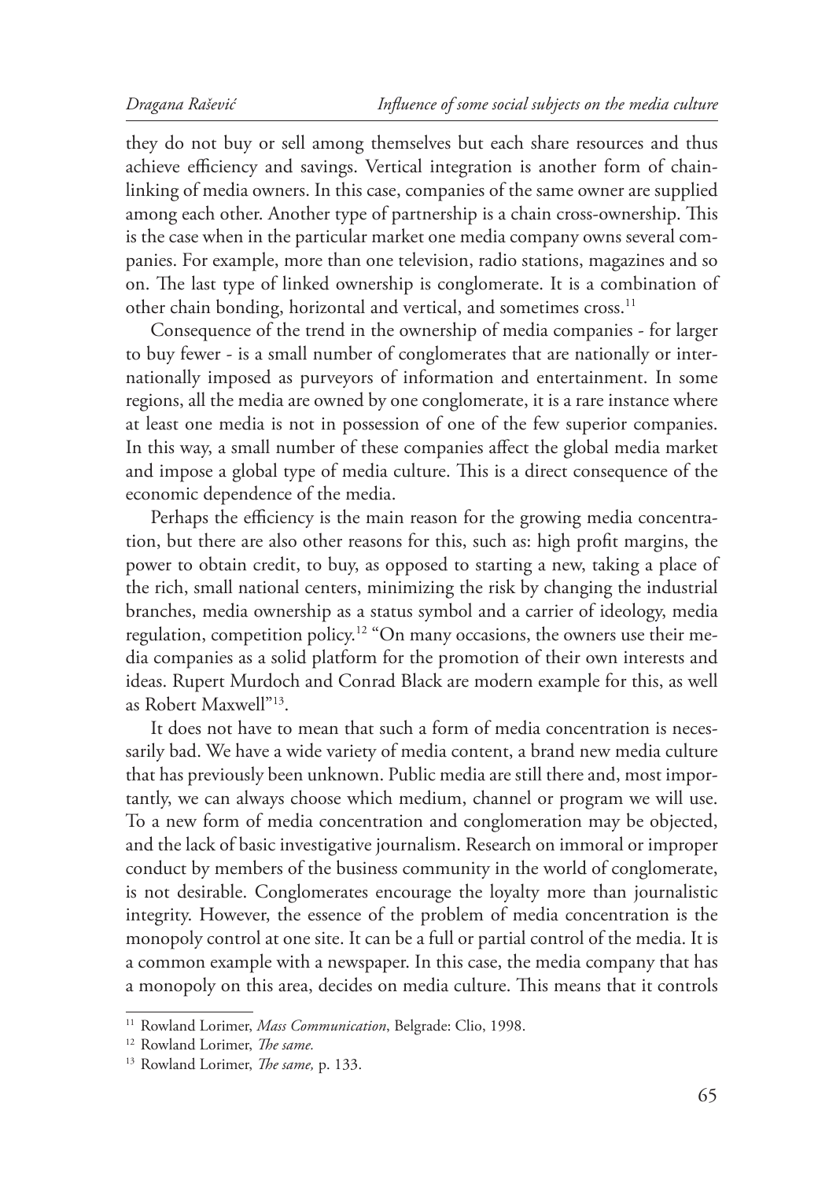they do not buy or sell among themselves but each share resources and thus achieve efficiency and savings. Vertical integration is another form of chain-linking of media owners. In this case, companies of the same owner are supplied among each other. Another type of partnership is a chain cross-ownership. This is the case when in the particular market one media company owns several companies. For example, more than one television, radio stations, magazines and so on. The last type of linked ownership is conglomerate. It is a combination of other chain bonding, horizontal and vertical, and sometimes cross.[11]

Consequence of the trend in the ownership of media companies - for larger to buy fewer - is a small number of conglomerates that are nationally or internationally imposed as purveyors of information and entertainment. In some regions, all the media are owned by one conglomerate, it is a rare instance where at least one media is not in possession of one of the few superior companies. In this way, a small number of these companies affect the global media market and impose a global type of media culture. This is a direct consequence of the economic dependence of the media.

Perhaps the efficiency is the main reason for the growing media concentration, but there are also other reasons for this, such as: high profit margins, the power to obtain credit, to buy, as opposed to starting a new, taking a place of the rich, small national centers, minimizing the risk by changing the industrial branches, media ownership as a status symbol and a carrier of ideology, media regulation, competition policy.[12] "On many occasions, the owners use their media companies as a solid platform for the promotion of their own interests and ideas. Rupert Murdoch and Conrad Black are modern example for this, as well as Robert Maxwell"[13].

It does not have to mean that such a form of media concentration is necessarily bad. We have a wide variety of media content, a brand new media culture that has previously been unknown. Public media are still there and, most importantly, we can always choose which medium, channel or program we will use. To a new form of media concentration and conglomeration may be objected, and the lack of basic investigative journalism. Research on immoral or improper conduct by members of the business community in the world of conglomerate, is not desirable. Conglomerates encourage the loyalty more than journalistic integrity. However, the essence of the problem of media concentration is the monopoly control at one site. It can be a full or partial control of the media. It is a common example with a newspaper. In this case, the media company that has a monopoly on this area, decides on media culture. This means that it controls

---

[11] Rowland Lorimer, *Mass Communication*, Belgrade: Clio, 1998.

[12] Rowland Lorimer, *The same.*

[13] Rowland Lorimer, *The same,* p. 133.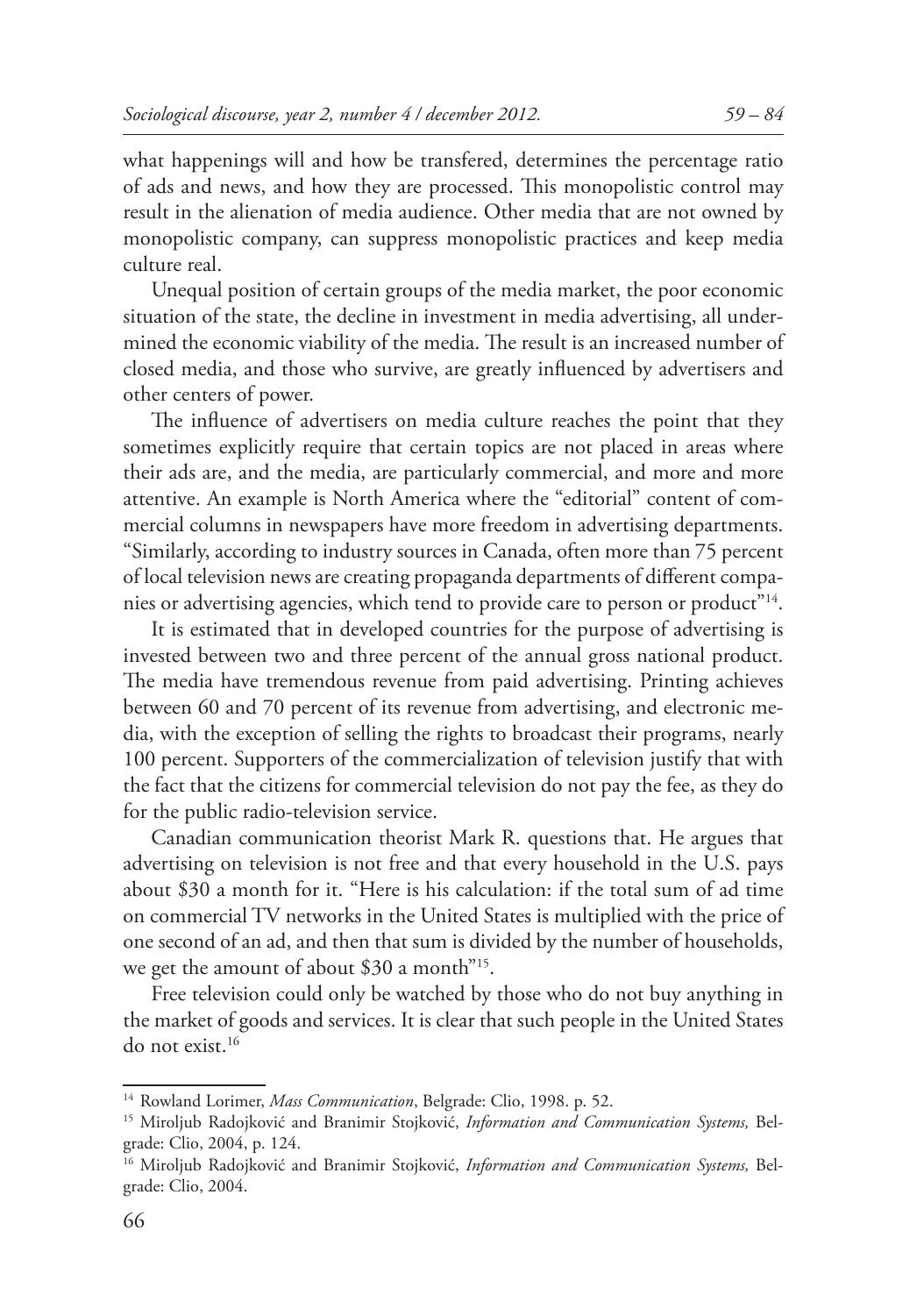what happenings will and how be transfered, determines the percentage ratio of ads and news, and how they are processed. This monopolistic control may result in the alienation of media audience. Other media that are not owned by monopolistic company, can suppress monopolistic practices and keep media culture real.

Unequal position of certain groups of the media market, the poor economic situation of the state, the decline in investment in media advertising, all undermined the economic viability of the media. The result is an increased number of closed media, and those who survive, are greatly influenced by advertisers and other centers of power.

The influence of advertisers on media culture reaches the point that they sometimes explicitly require that certain topics are not placed in areas where their ads are, and the media, are particularly commercial, and more and more attentive. An example is North America where the "editorial" content of commercial columns in newspapers have more freedom in advertising departments. "Similarly, according to industry sources in Canada, often more than 75 percent of local television news are creating propaganda departments of different companies or advertising agencies, which tend to provide care to person or product"[14].

It is estimated that in developed countries for the purpose of advertising is invested between two and three percent of the annual gross national product. The media have tremendous revenue from paid advertising. Printing achieves between 60 and 70 percent of its revenue from advertising, and electronic media, with the exception of selling the rights to broadcast their programs, nearly 100 percent. Supporters of the commercialization of television justify that with the fact that the citizens for commercial television do not pay the fee, as they do for the public radio-television service.

Canadian communication theorist Mark R. questions that. He argues that advertising on television is not free and that every household in the U.S. pays about \$30 a month for it. "Here is his calculation: if the total sum of ad time on commercial TV networks in the United States is multiplied with the price of one second of an ad, and then that sum is divided by the number of households, we get the amount of about \$30 a month"[15].

Free television could only be watched by those who do not buy anything in the market of goods and services. It is clear that such people in the United States do not exist.[16]

---

[14] Rowland Lorimer, *Mass Communication*, Belgrade: Clio, 1998. p. 52.

[15] Miroljub Radojković and Branimir Stojković, *Information and Communication Systems,* Belgrade: Clio, 2004, p. 124.

[16] Miroljub Radojković and Branimir Stojković, *Information and Communication Systems,* Belgrade: Clio, 2004.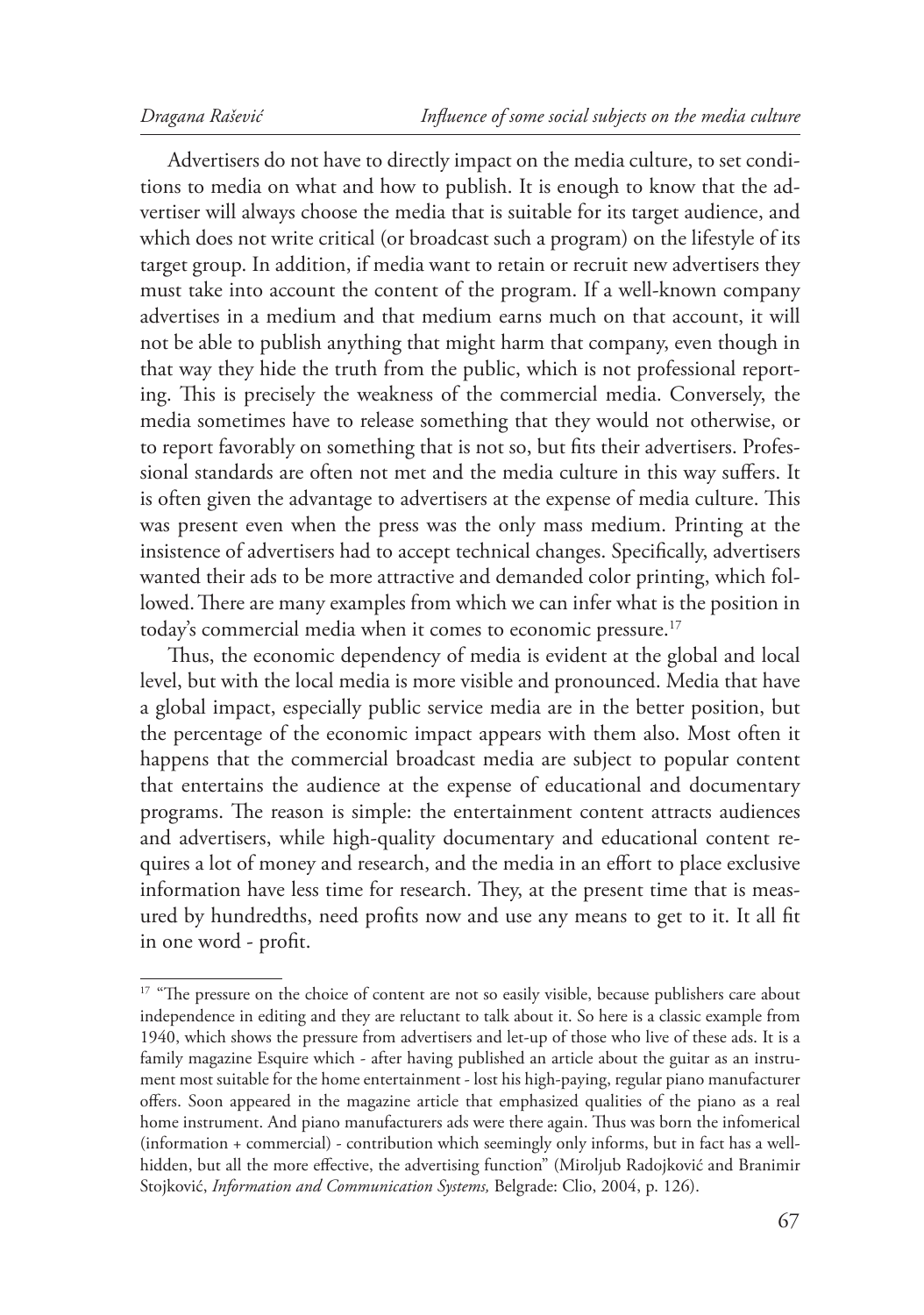Advertisers do not have to directly impact on the media culture, to set conditions to media on what and how to publish. It is enough to know that the advertiser will always choose the media that is suitable for its target audience, and which does not write critical (or broadcast such a program) on the lifestyle of its target group. In addition, if media want to retain or recruit new advertisers they must take into account the content of the program. If a well-known company advertises in a medium and that medium earns much on that account, it will not be able to publish anything that might harm that company, even though in that way they hide the truth from the public, which is not professional reporting. This is precisely the weakness of the commercial media. Conversely, the media sometimes have to release something that they would not otherwise, or to report favorably on something that is not so, but fits their advertisers. Professional standards are often not met and the media culture in this way suffers. It is often given the advantage to advertisers at the expense of media culture. This was present even when the press was the only mass medium. Printing at the insistence of advertisers had to accept technical changes. Specifically, advertisers wanted their ads to be more attractive and demanded color printing, which followed. There are many examples from which we can infer what is the position in today's commercial media when it comes to economic pressure.[17]

Thus, the economic dependency of media is evident at the global and local level, but with the local media is more visible and pronounced. Media that have a global impact, especially public service media are in the better position, but the percentage of the economic impact appears with them also. Most often it happens that the commercial broadcast media are subject to popular content that entertains the audience at the expense of educational and documentary programs. The reason is simple: the entertainment content attracts audiences and advertisers, while high-quality documentary and educational content requires a lot of money and research, and the media in an effort to place exclusive information have less time for research. They, at the present time that is measured by hundredths, need profits now and use any means to get to it. It all fit in one word - profit.

---

[17] "The pressure on the choice of content are not so easily visible, because publishers care about independence in editing and they are reluctant to talk about it. So here is a classic example from 1940, which shows the pressure from advertisers and let-up of those who live of these ads. It is a family magazine Esquire which - after having published an article about the guitar as an instrument most suitable for the home entertainment - lost his high-paying, regular piano manufacturer offers. Soon appeared in the magazine article that emphasized qualities of the piano as a real home instrument. And piano manufacturers ads were there again. Thus was born the infomerical (information + commercial) - contribution which seemingly only informs, but in fact has a well-hidden, but all the more effective, the advertising function" (Miroljub Radojković and Branimir Stojković, *Information and Communication Systems,* Belgrade: Clio, 2004, p. 126).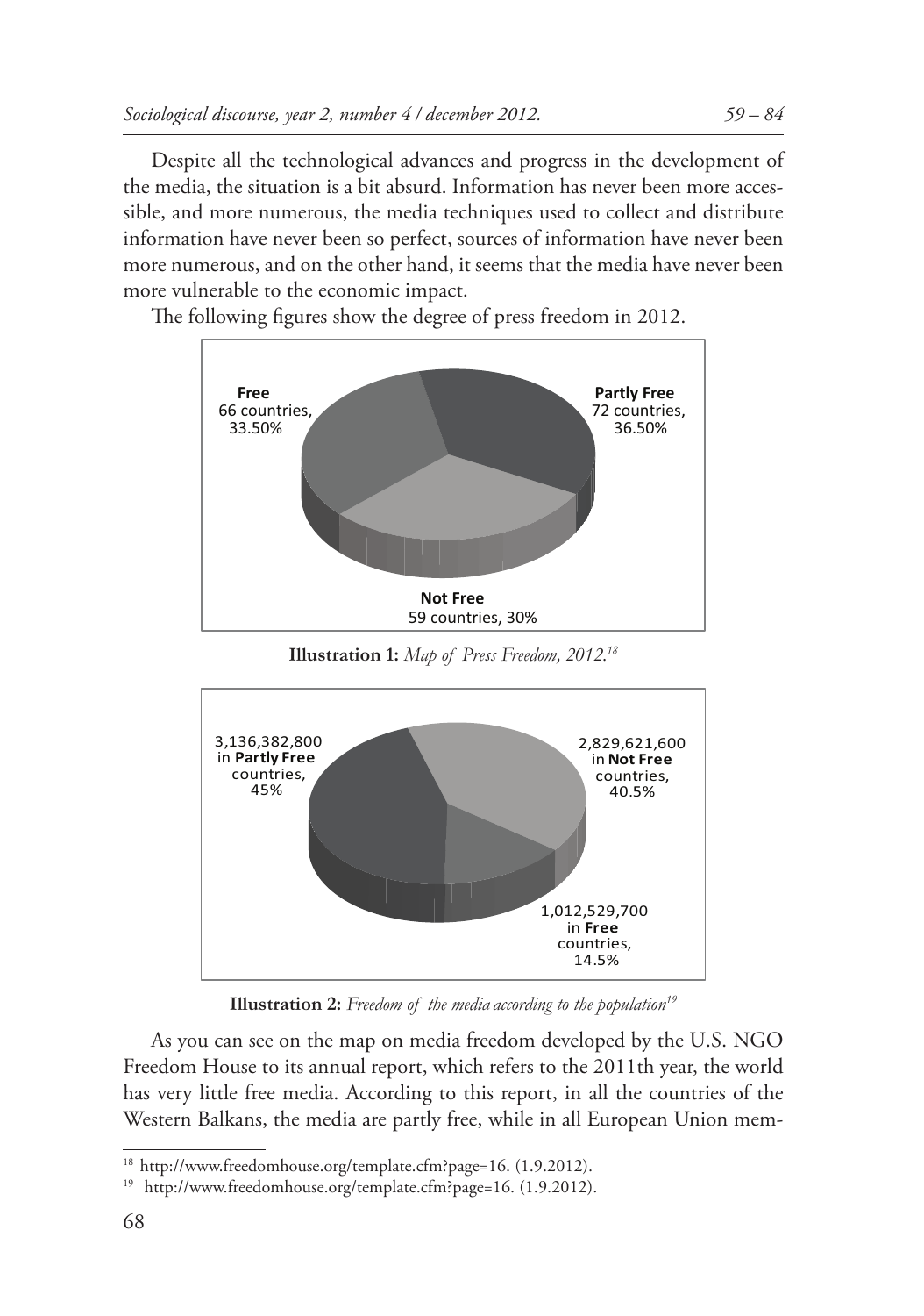Despite all the technological advances and progress in the development of the media, the situation is a bit absurd. Information has never been more accessible, and more numerous, the media techniques used to collect and distribute information have never been so perfect, sources of information have never been more numerous, and on the other hand, it seems that the media have never been more vulnerable to the economic impact.

The following figures show the degree of press freedom in 2012.

**Free** 66 countries, 33.50%

**Partly Free** 72 countries, 36.50%

**Not Free** 59 countries, 30%

**Illustration 1:** *Map of Press Freedom, 2012.*[18]

3,136,382,800 in **Partly Free** countries, 45%

2,829,621,600 in **Not Free** countries, 40.5%

1,012,529,700 in **Free** countries, 14.5%

**Illustration 2:** *Freedom of the media according to the population*[19]

As you can see on the map on media freedom developed by the U.S. NGO Freedom House to its annual report, which refers to the 2011th year, the world has very little free media. According to this report, in all the countries of the Western Balkans, the media are partly free, while in all European Union mem-

---

[18] http://www.freedomhouse.org/template.cfm?page=16. (1.9.2012).

[19] http://www.freedomhouse.org/template.cfm?page=16. (1.9.2012).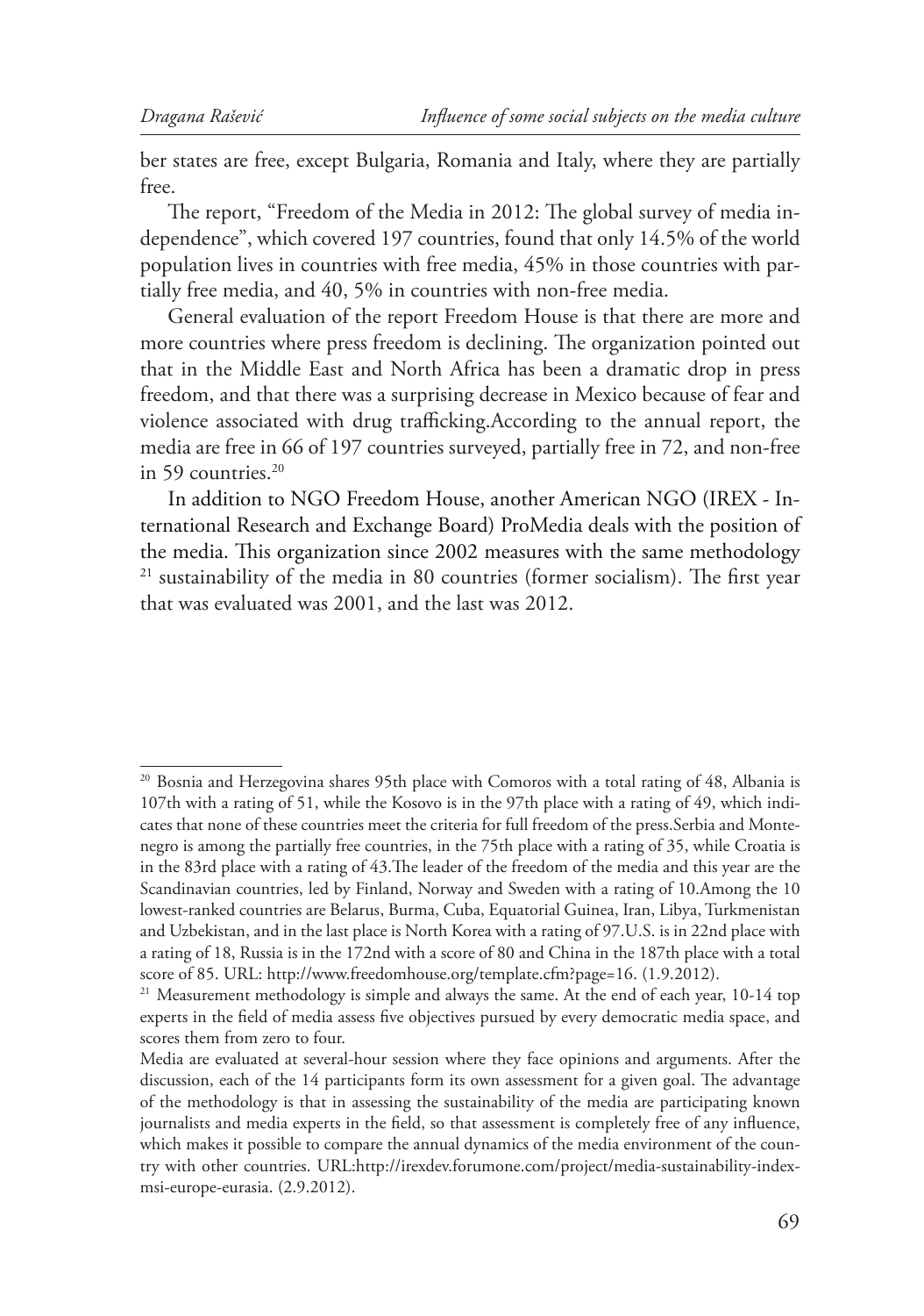ber states are free, except Bulgaria, Romania and Italy, where they are partially free.

The report, "Freedom of the Media in 2012: The global survey of media independence", which covered 197 countries, found that only 14.5% of the world population lives in countries with free media, 45% in those countries with partially free media, and 40, 5% in countries with non-free media.

General evaluation of the report Freedom House is that there are more and more countries where press freedom is declining. The organization pointed out that in the Middle East and North Africa has been a dramatic drop in press freedom, and that there was a surprising decrease in Mexico because of fear and violence associated with drug trafficking.According to the annual report, the media are free in 66 of 197 countries surveyed, partially free in 72, and non-free in 59 countries.[20]

In addition to NGO Freedom House, another American NGO (IREX - International Research and Exchange Board) ProMedia deals with the position of the media. This organization since 2002 measures with the same methodology [21] sustainability of the media in 80 countries (former socialism). The first year that was evaluated was 2001, and the last was 2012.

---

[20] Bosnia and Herzegovina shares 95th place with Comoros with a total rating of 48, Albania is 107th with a rating of 51, while the Kosovo is in the 97th place with a rating of 49, which indicates that none of these countries meet the criteria for full freedom of the press.Serbia and Montenegro is among the partially free countries, in the 75th place with a rating of 35, while Croatia is in the 83rd place with a rating of 43.The leader of the freedom of the media and this year are the Scandinavian countries, led by Finland, Norway and Sweden with a rating of 10.Among the 10 lowest-ranked countries are Belarus, Burma, Cuba, Equatorial Guinea, Iran, Libya, Turkmenistan and Uzbekistan, and in the last place is North Korea with a rating of 97.U.S. is in 22nd place with a rating of 18, Russia is in the 172nd with a score of 80 and China in the 187th place with a total score of 85. URL: http://www.freedomhouse.org/template.cfm?page=16. (1.9.2012).

[21] Measurement methodology is simple and always the same. At the end of each year, 10-14 top experts in the field of media assess five objectives pursued by every democratic media space, and scores them from zero to four.

Media are evaluated at several-hour session where they face opinions and arguments. After the discussion, each of the 14 participants form its own assessment for a given goal. The advantage of the methodology is that in assessing the sustainability of the media are participating known journalists and media experts in the field, so that assessment is completely free of any influence, which makes it possible to compare the annual dynamics of the media environment of the country with other countries. URL:http://irexdev.forumone.com/project/media-sustainability-index-msi-europe-eurasia. (2.9.2012).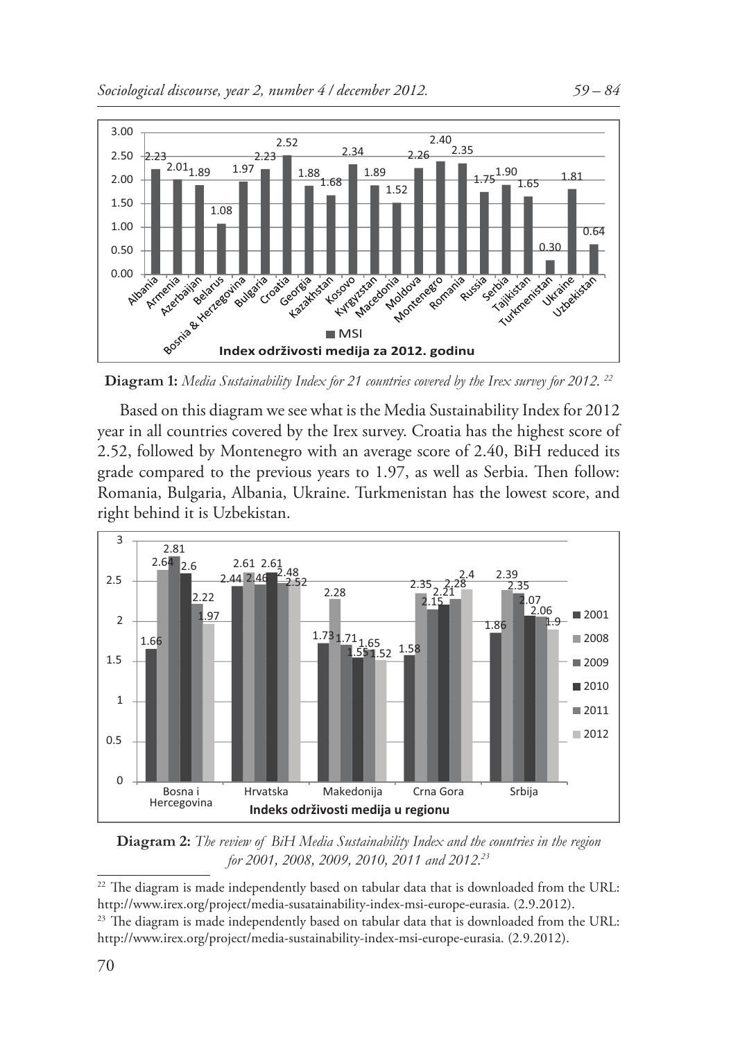**Diagram 1:** *Media Sustainability Index for 21 countries covered by the Irex survey for 2012.* [22]

Based on this diagram we see what is the Media Sustainability Index for 2012 year in all countries covered by the Irex survey. Croatia has the highest score of 2.52, followed by Montenegro with an average score of 2.40, BiH reduced its grade compared to the previous years to 1.97, as well as Serbia. Then follow: Romania, Bulgaria, Albania, Ukraine. Turkmenistan has the lowest score, and right behind it is Uzbekistan.

**Diagram 2:** *The review of BiH Media Sustainability Index and the countries in the region for 2001, 2008, 2009, 2010, 2011 and 2012.* [23]

[22] The diagram is made independently based on tabular data that is downloaded from the URL: http://www.irex.org/project/media-susatainability-index-msi-europe-eurasia. (2.9.2012).

[23] The diagram is made independently based on tabular data that is downloaded from the URL: http://www.irex.org/project/media-sustainability-index-msi-europe-eurasia. (2.9.2012).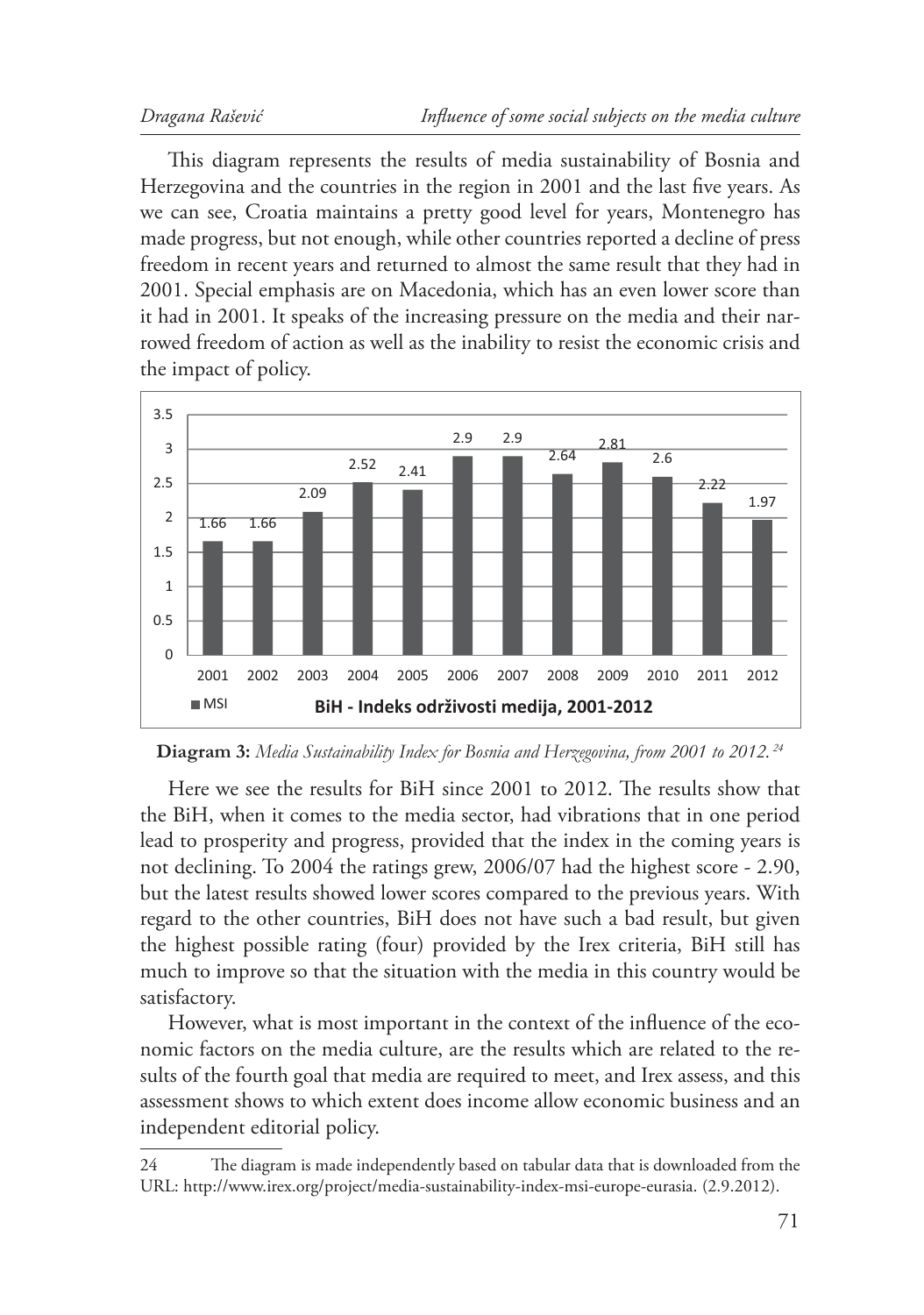This diagram represents the results of media sustainability of Bosnia and Herzegovina and the countries in the region in 2001 and the last five years. As we can see, Croatia maintains a pretty good level for years, Montenegro has made progress, but not enough, while other countries reported a decline of press freedom in recent years and returned to almost the same result that they had in 2001. Special emphasis are on Macedonia, which has an even lower score than it had in 2001. It speaks of the increasing pressure on the media and their narrowed freedom of action as well as the inability to resist the economic crisis and the impact of policy.

| Year | MSI |
|---|---|
| 2001 | 1.66 |
| 2002 | 1.66 |
| 2003 | 2.09 |
| 2004 | 2.52 |
| 2005 | 2.41 |
| 2006 | 2.9 |
| 2007 | 2.9 |
| 2008 | 2.64 |
| 2009 | 2.81 |
| 2010 | 2.6 |
| 2011 | 2.22 |
| 2012 | 1.97 |

BiH - Indeks održivosti medija, 2001-2012

**Diagram 3:** *Media Sustainability Index for Bosnia and Herzegovina, from 2001 to 2012.* [24]

Here we see the results for BiH since 2001 to 2012. The results show that the BiH, when it comes to the media sector, had vibrations that in one period lead to prosperity and progress, provided that the index in the coming years is not declining. To 2004 the ratings grew, 2006/07 had the highest score - 2.90, but the latest results showed lower scores compared to the previous years. With regard to the other countries, BiH does not have such a bad result, but given the highest possible rating (four) provided by the Irex criteria, BiH still has much to improve so that the situation with the media in this country would be satisfactory.

However, what is most important in the context of the influence of the economic factors on the media culture, are the results which are related to the results of the fourth goal that media are required to meet, and Irex assess, and this assessment shows to which extent does income allow economic business and an independent editorial policy.

---

24 The diagram is made independently based on tabular data that is downloaded from the URL: http://www.irex.org/project/media-sustainability-index-msi-europe-eurasia. (2.9.2012).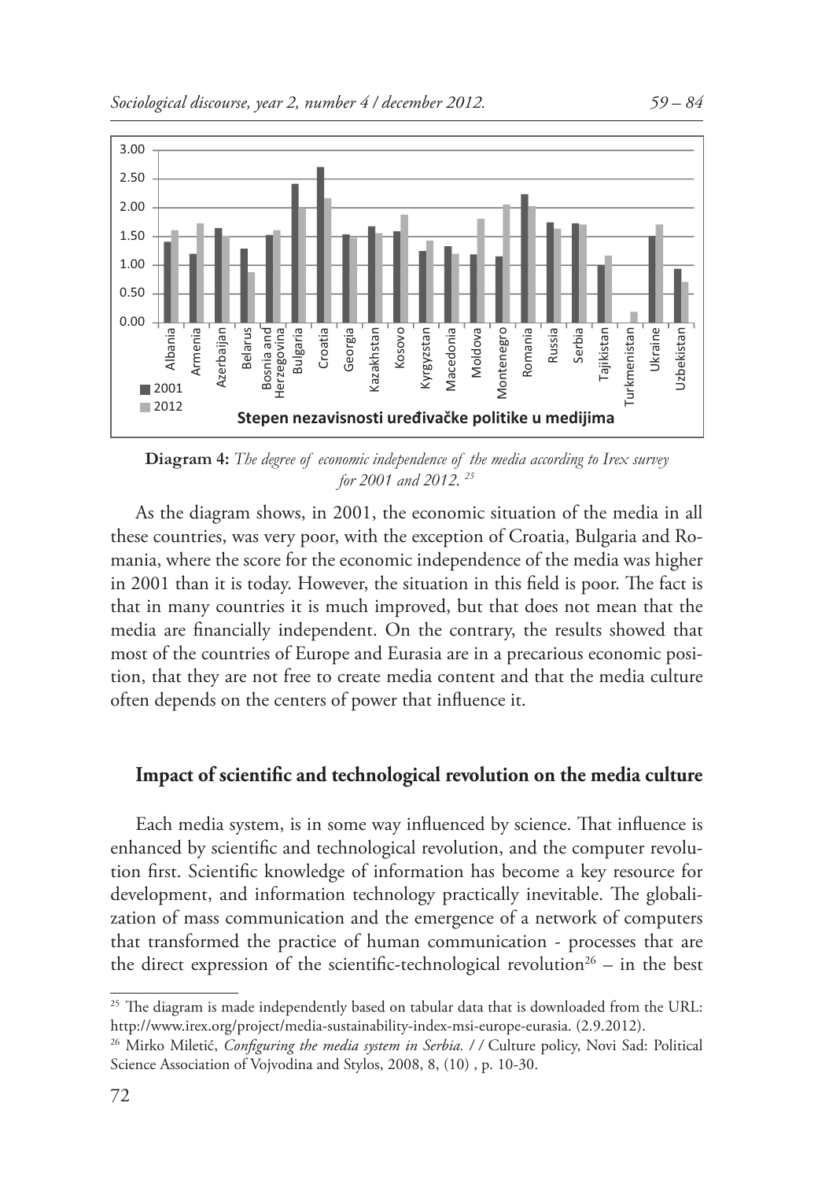**Diagram 4:** *The degree of economic independence of the media according to Irex survey for 2001 and 2012.* [25]

As the diagram shows, in 2001, the economic situation of the media in all these countries, was very poor, with the exception of Croatia, Bulgaria and Romania, where the score for the economic independence of the media was higher in 2001 than it is today. However, the situation in this field is poor. The fact is that in many countries it is much improved, but that does not mean that the media are financially independent. On the contrary, the results showed that most of the countries of Europe and Eurasia are in a precarious economic position, that they are not free to create media content and that the media culture often depends on the centers of power that influence it.

## Impact of scientific and technological revolution on the media culture

Each media system, is in some way influenced by science. That influence is enhanced by scientific and technological revolution, and the computer revolution first. Scientific knowledge of information has become a key resource for development, and information technology practically inevitable. The globalization of mass communication and the emergence of a network of computers that transformed the practice of human communication - processes that are the direct expression of the scientific-technological revolution[26] – in the best

---

[25] The diagram is made independently based on tabular data that is downloaded from the URL: http://www.irex.org/project/media-sustainability-index-msi-europe-eurasia. (2.9.2012).

[26] Mirko Miletić, *Configuring the media system in Serbia.* / / Culture policy, Novi Sad: Political Science Association of Vojvodina and Stylos, 2008, 8, (10) , p. 10-30.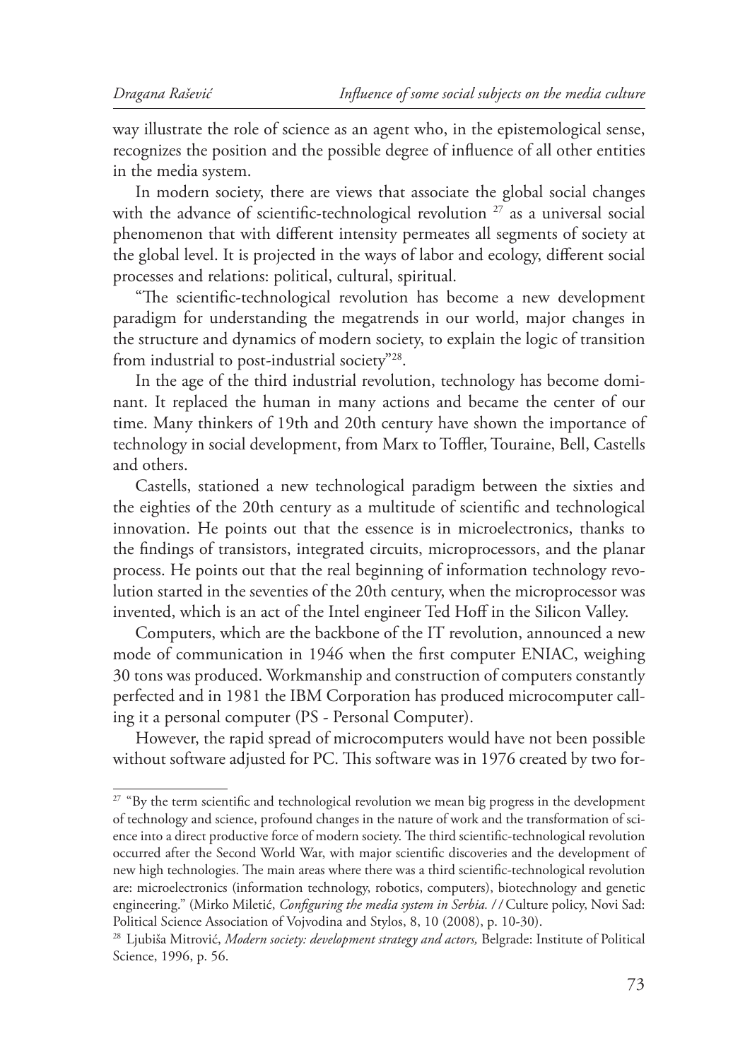way illustrate the role of science as an agent who, in the epistemological sense, recognizes the position and the possible degree of influence of all other entities in the media system.

In modern society, there are views that associate the global social changes with the advance of scientific-technological revolution [27] as a universal social phenomenon that with different intensity permeates all segments of society at the global level. It is projected in the ways of labor and ecology, different social processes and relations: political, cultural, spiritual.

"The scientific-technological revolution has become a new development paradigm for understanding the megatrends in our world, major changes in the structure and dynamics of modern society, to explain the logic of transition from industrial to post-industrial society"[28].

In the age of the third industrial revolution, technology has become dominant. It replaced the human in many actions and became the center of our time. Many thinkers of 19th and 20th century have shown the importance of technology in social development, from Marx to Toffler, Touraine, Bell, Castells and others.

Castells, stationed a new technological paradigm between the sixties and the eighties of the 20th century as a multitude of scientific and technological innovation. He points out that the essence is in microelectronics, thanks to the findings of transistors, integrated circuits, microprocessors, and the planar process. He points out that the real beginning of information technology revolution started in the seventies of the 20th century, when the microprocessor was invented, which is an act of the Intel engineer Ted Hoff in the Silicon Valley.

Computers, which are the backbone of the IT revolution, announced a new mode of communication in 1946 when the first computer ENIAC, weighing 30 tons was produced. Workmanship and construction of computers constantly perfected and in 1981 the IBM Corporation has produced microcomputer calling it a personal computer (PS - Personal Computer).

However, the rapid spread of microcomputers would have not been possible without software adjusted for PC. This software was in 1976 created by two for-

---

[27] "By the term scientific and technological revolution we mean big progress in the development of technology and science, profound changes in the nature of work and the transformation of science into a direct productive force of modern society. The third scientific-technological revolution occurred after the Second World War, with major scientific discoveries and the development of new high technologies. The main areas where there was a third scientific-technological revolution are: microelectronics (information technology, robotics, computers), biotechnology and genetic engineering." (Mirko Miletić, *Configuring the media system in Serbia.* //Culture policy, Novi Sad: Political Science Association of Vojvodina and Stylos, 8, 10 (2008), p. 10-30).

[28] Ljubiša Mitrović, *Modern society: development strategy and actors,* Belgrade: Institute of Political Science, 1996, p. 56.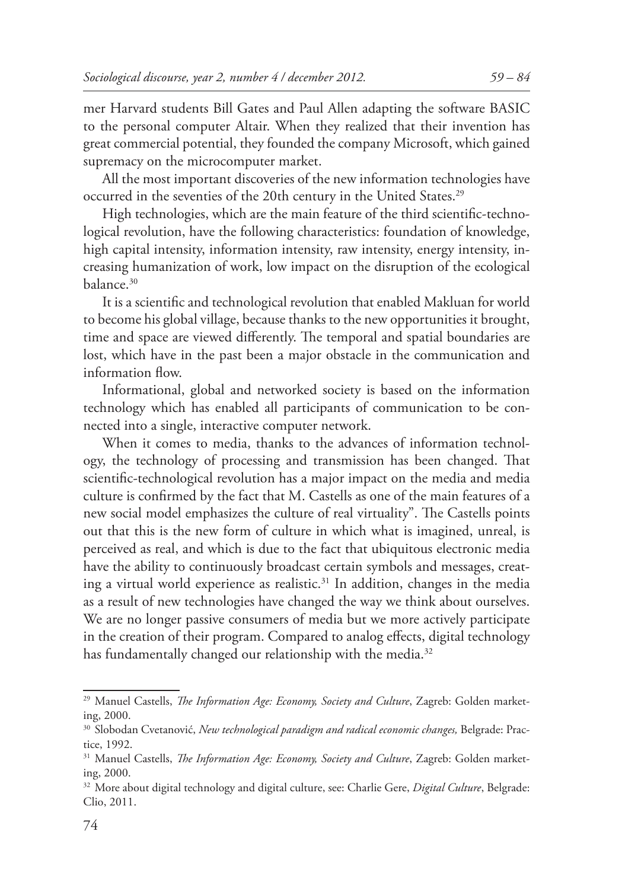mer Harvard students Bill Gates and Paul Allen adapting the software BASIC to the personal computer Altair. When they realized that their invention has great commercial potential, they founded the company Microsoft, which gained supremacy on the microcomputer market.

All the most important discoveries of the new information technologies have occurred in the seventies of the 20th century in the United States.[29]

High technologies, which are the main feature of the third scientific-technological revolution, have the following characteristics: foundation of knowledge, high capital intensity, information intensity, raw intensity, energy intensity, increasing humanization of work, low impact on the disruption of the ecological balance.[30]

It is a scientific and technological revolution that enabled Makluan for world to become his global village, because thanks to the new opportunities it brought, time and space are viewed differently. The temporal and spatial boundaries are lost, which have in the past been a major obstacle in the communication and information flow.

Informational, global and networked society is based on the information technology which has enabled all participants of communication to be connected into a single, interactive computer network.

When it comes to media, thanks to the advances of information technology, the technology of processing and transmission has been changed. That scientific-technological revolution has a major impact on the media and media culture is confirmed by the fact that M. Castells as one of the main features of a new social model emphasizes the culture of real virtuality". The Castells points out that this is the new form of culture in which what is imagined, unreal, is perceived as real, and which is due to the fact that ubiquitous electronic media have the ability to continuously broadcast certain symbols and messages, creating a virtual world experience as realistic.[31] In addition, changes in the media as a result of new technologies have changed the way we think about ourselves. We are no longer passive consumers of media but we more actively participate in the creation of their program. Compared to analog effects, digital technology has fundamentally changed our relationship with the media.[32]

---

[29] Manuel Castells, *The Information Age: Economy, Society and Culture*, Zagreb: Golden marketing, 2000.

[30] Slobodan Cvetanović, *New technological paradigm and radical economic changes,* Belgrade: Practice, 1992.

[31] Manuel Castells, *The Information Age: Economy, Society and Culture*, Zagreb: Golden marketing, 2000.

[32] More about digital technology and digital culture, see: Charlie Gere, *Digital Culture*, Belgrade: Clio, 2011.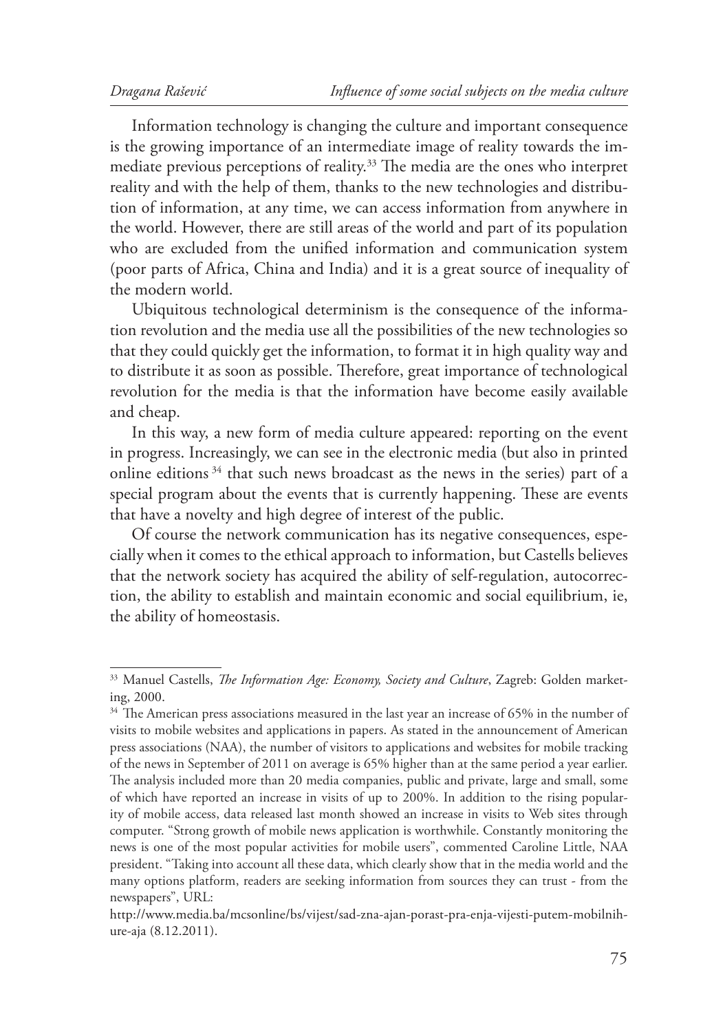Information technology is changing the culture and important consequence is the growing importance of an intermediate image of reality towards the immediate previous perceptions of reality.[33] The media are the ones who interpret reality and with the help of them, thanks to the new technologies and distribution of information, at any time, we can access information from anywhere in the world. However, there are still areas of the world and part of its population who are excluded from the unified information and communication system (poor parts of Africa, China and India) and it is a great source of inequality of the modern world.

Ubiquitous technological determinism is the consequence of the information revolution and the media use all the possibilities of the new technologies so that they could quickly get the information, to format it in high quality way and to distribute it as soon as possible. Therefore, great importance of technological revolution for the media is that the information have become easily available and cheap.

In this way, a new form of media culture appeared: reporting on the event in progress. Increasingly, we can see in the electronic media (but also in printed online editions [34] that such news broadcast as the news in the series) part of a special program about the events that is currently happening. These are events that have a novelty and high degree of interest of the public.

Of course the network communication has its negative consequences, especially when it comes to the ethical approach to information, but Castells believes that the network society has acquired the ability of self-regulation, autocorrection, the ability to establish and maintain economic and social equilibrium, ie, the ability of homeostasis.

---

[33] Manuel Castells, *The Information Age: Economy, Society and Culture*, Zagreb: Golden marketing, 2000.

[34] The American press associations measured in the last year an increase of 65% in the number of visits to mobile websites and applications in papers. As stated in the announcement of American press associations (NAA), the number of visitors to applications and websites for mobile tracking of the news in September of 2011 on average is 65% higher than at the same period a year earlier. The analysis included more than 20 media companies, public and private, large and small, some of which have reported an increase in visits of up to 200%. In addition to the rising popularity of mobile access, data released last month showed an increase in visits to Web sites through computer. "Strong growth of mobile news application is worthwhile. Constantly monitoring the news is one of the most popular activities for mobile users", commented Caroline Little, NAA president. "Taking into account all these data, which clearly show that in the media world and the many options platform, readers are seeking information from sources they can trust - from the newspapers", URL:

http://www.media.ba/mcsonline/bs/vijest/sad-zna-ajan-porast-pra-enja-vijesti-putem-mobilnihure-aja (8.12.2011).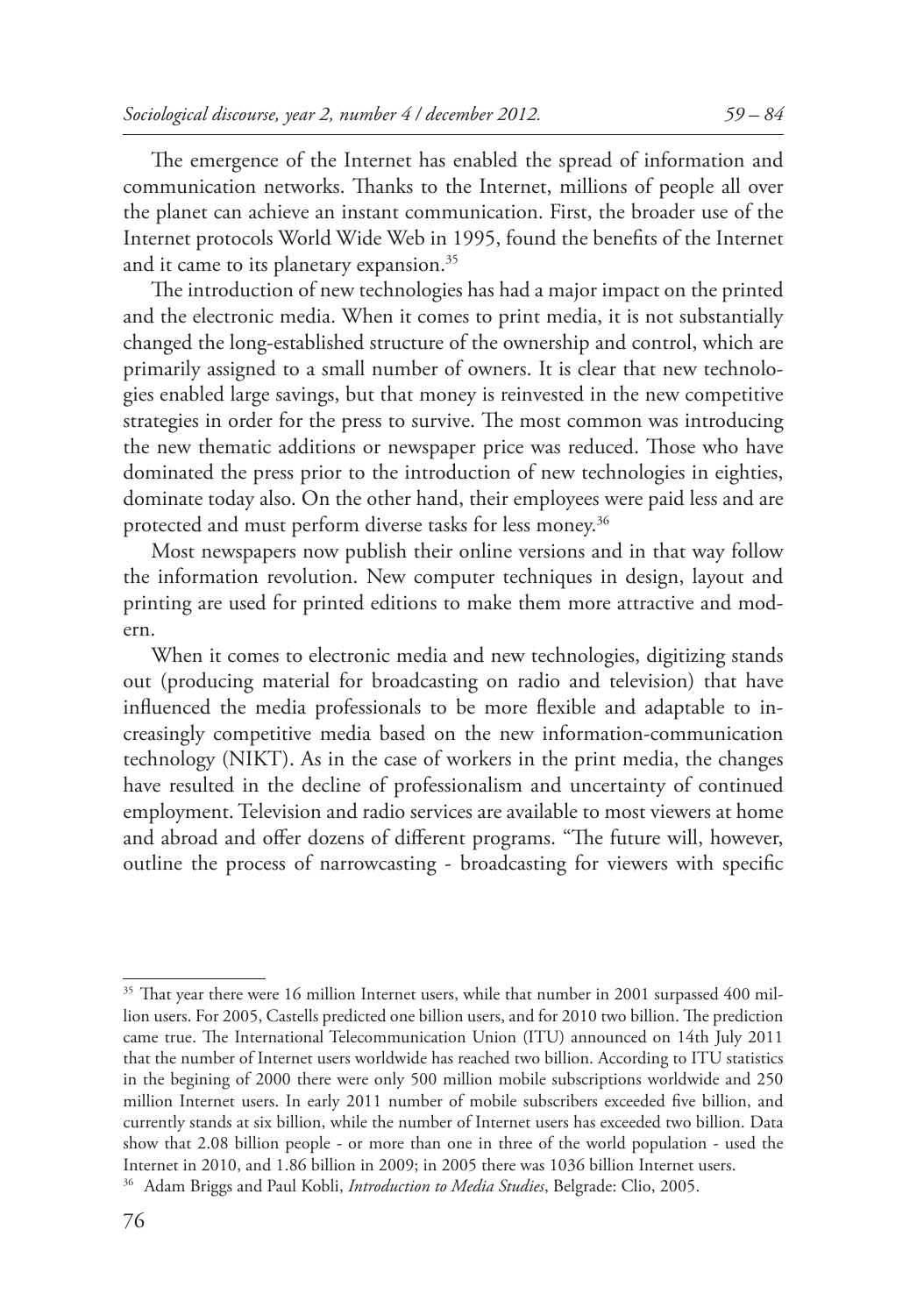The emergence of the Internet has enabled the spread of information and communication networks. Thanks to the Internet, millions of people all over the planet can achieve an instant communication. First, the broader use of the Internet protocols World Wide Web in 1995, found the benefits of the Internet and it came to its planetary expansion.[35]

The introduction of new technologies has had a major impact on the printed and the electronic media. When it comes to print media, it is not substantially changed the long-established structure of the ownership and control, which are primarily assigned to a small number of owners. It is clear that new technologies enabled large savings, but that money is reinvested in the new competitive strategies in order for the press to survive. The most common was introducing the new thematic additions or newspaper price was reduced. Those who have dominated the press prior to the introduction of new technologies in eighties, dominate today also. On the other hand, their employees were paid less and are protected and must perform diverse tasks for less money.[36]

Most newspapers now publish their online versions and in that way follow the information revolution. New computer techniques in design, layout and printing are used for printed editions to make them more attractive and modern.

When it comes to electronic media and new technologies, digitizing stands out (producing material for broadcasting on radio and television) that have influenced the media professionals to be more flexible and adaptable to increasingly competitive media based on the new information-communication technology (NIKT). As in the case of workers in the print media, the changes have resulted in the decline of professionalism and uncertainty of continued employment. Television and radio services are available to most viewers at home and abroad and offer dozens of different programs. "The future will, however, outline the process of narrowcasting - broadcasting for viewers with specific

---

[35] That year there were 16 million Internet users, while that number in 2001 surpassed 400 million users. For 2005, Castells predicted one billion users, and for 2010 two billion. The prediction came true. The International Telecommunication Union (ITU) announced on 14th July 2011 that the number of Internet users worldwide has reached two billion. According to ITU statistics in the begining of 2000 there were only 500 million mobile subscriptions worldwide and 250 million Internet users. In early 2011 number of mobile subscribers exceeded five billion, and currently stands at six billion, while the number of Internet users has exceeded two billion. Data show that 2.08 billion people - or more than one in three of the world population - used the Internet in 2010, and 1.86 billion in 2009; in 2005 there was 1036 billion Internet users.

[36] Adam Briggs and Paul Kobli, *Introduction to Media Studies*, Belgrade: Clio, 2005.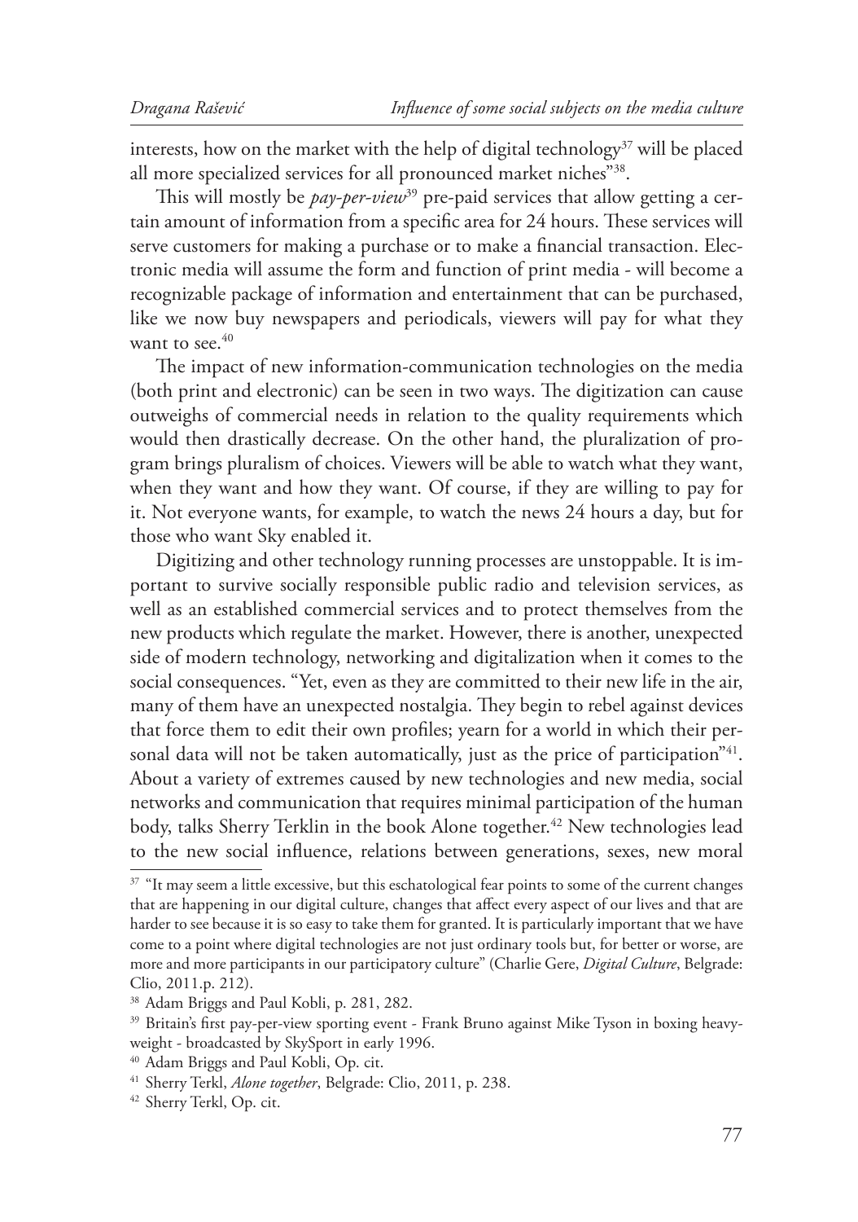interests, how on the market with the help of digital technology[37] will be placed all more specialized services for all pronounced market niches"[38].

This will mostly be *pay-per-view*[39] pre-paid services that allow getting a certain amount of information from a specific area for 24 hours. These services will serve customers for making a purchase or to make a financial transaction. Electronic media will assume the form and function of print media - will become a recognizable package of information and entertainment that can be purchased, like we now buy newspapers and periodicals, viewers will pay for what they want to see.[40]

The impact of new information-communication technologies on the media (both print and electronic) can be seen in two ways. The digitization can cause outweighs of commercial needs in relation to the quality requirements which would then drastically decrease. On the other hand, the pluralization of program brings pluralism of choices. Viewers will be able to watch what they want, when they want and how they want. Of course, if they are willing to pay for it. Not everyone wants, for example, to watch the news 24 hours a day, but for those who want Sky enabled it.

Digitizing and other technology running processes are unstoppable. It is important to survive socially responsible public radio and television services, as well as an established commercial services and to protect themselves from the new products which regulate the market. However, there is another, unexpected side of modern technology, networking and digitalization when it comes to the social consequences. "Yet, even as they are committed to their new life in the air, many of them have an unexpected nostalgia. They begin to rebel against devices that force them to edit their own profiles; yearn for a world in which their personal data will not be taken automatically, just as the price of participation"[41]. About a variety of extremes caused by new technologies and new media, social networks and communication that requires minimal participation of the human body, talks Sherry Terklin in the book Alone together.[42] New technologies lead to the new social influence, relations between generations, sexes, new moral

---

[37] "It may seem a little excessive, but this eschatological fear points to some of the current changes that are happening in our digital culture, changes that affect every aspect of our lives and that are harder to see because it is so easy to take them for granted. It is particularly important that we have come to a point where digital technologies are not just ordinary tools but, for better or worse, are more and more participants in our participatory culture" (Charlie Gere, *Digital Culture*, Belgrade: Clio, 2011.p. 212).

[38] Adam Briggs and Paul Kobli, p. 281, 282.

[39] Britain's first pay-per-view sporting event - Frank Bruno against Mike Tyson in boxing heavyweight - broadcasted by SkySport in early 1996.

[40] Adam Briggs and Paul Kobli, Op. cit.

[41] Sherry Terkl, *Alone together*, Belgrade: Clio, 2011, p. 238.

[42] Sherry Terkl, Op. cit.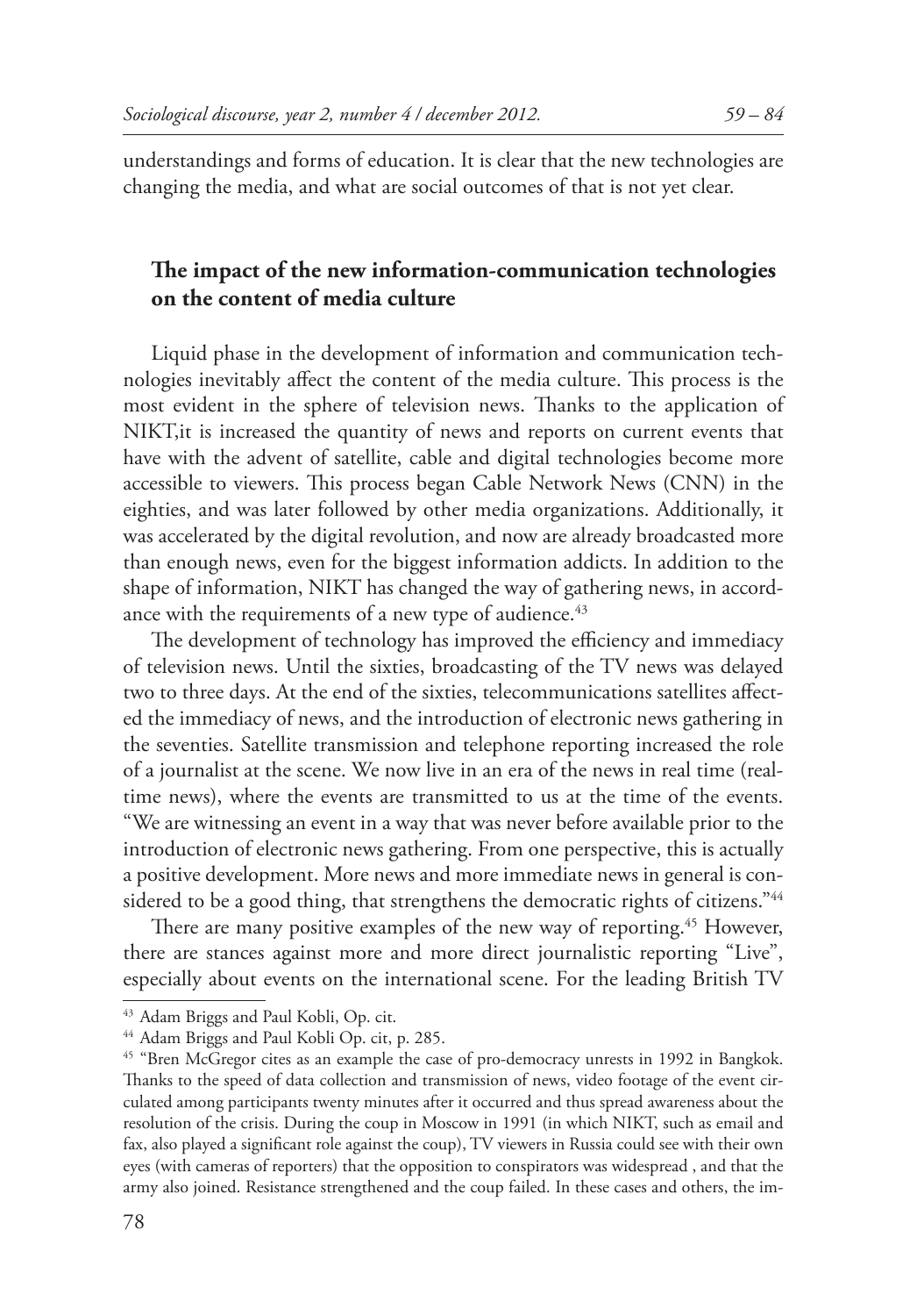understandings and forms of education. It is clear that the new technologies are changing the media, and what are social outcomes of that is not yet clear.

## The impact of the new information-communication technologies on the content of media culture

Liquid phase in the development of information and communication technologies inevitably affect the content of the media culture. This process is the most evident in the sphere of television news. Thanks to the application of NIKT,it is increased the quantity of news and reports on current events that have with the advent of satellite, cable and digital technologies become more accessible to viewers. This process began Cable Network News (CNN) in the eighties, and was later followed by other media organizations. Additionally, it was accelerated by the digital revolution, and now are already broadcasted more than enough news, even for the biggest information addicts. In addition to the shape of information, NIKT has changed the way of gathering news, in accordance with the requirements of a new type of audience.[43]

The development of technology has improved the efficiency and immediacy of television news. Until the sixties, broadcasting of the TV news was delayed two to three days. At the end of the sixties, telecommunications satellites affected the immediacy of news, and the introduction of electronic news gathering in the seventies. Satellite transmission and telephone reporting increased the role of a journalist at the scene. We now live in an era of the news in real time (real-time news), where the events are transmitted to us at the time of the events. "We are witnessing an event in a way that was never before available prior to the introduction of electronic news gathering. From one perspective, this is actually a positive development. More news and more immediate news in general is considered to be a good thing, that strengthens the democratic rights of citizens."[44]

There are many positive examples of the new way of reporting.[45] However, there are stances against more and more direct journalistic reporting "Live", especially about events on the international scene. For the leading British TV

---

[43] Adam Briggs and Paul Kobli, Op. cit.

[44] Adam Briggs and Paul Kobli Op. cit, p. 285.

[45] "Bren McGregor cites as an example the case of pro-democracy unrests in 1992 in Bangkok. Thanks to the speed of data collection and transmission of news, video footage of the event circulated among participants twenty minutes after it occurred and thus spread awareness about the resolution of the crisis. During the coup in Moscow in 1991 (in which NIKT, such as email and fax, also played a significant role against the coup), TV viewers in Russia could see with their own eyes (with cameras of reporters) that the opposition to conspirators was widespread , and that the army also joined. Resistance strengthened and the coup failed. In these cases and others, the im-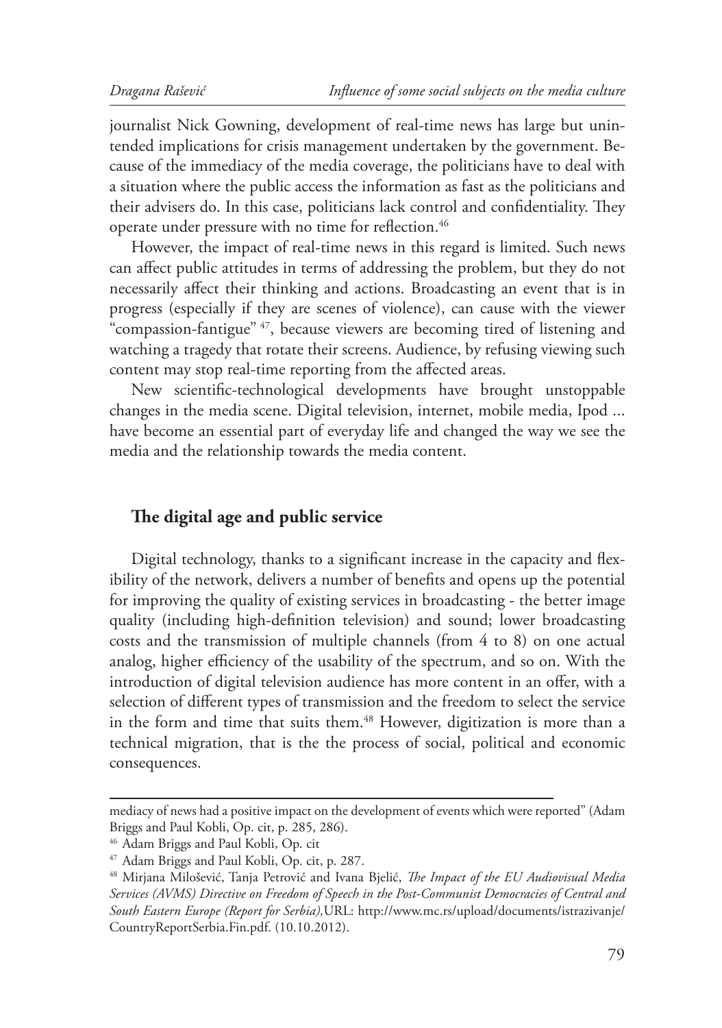journalist Nick Gowning, development of real-time news has large but unintended implications for crisis management undertaken by the government. Because of the immediacy of the media coverage, the politicians have to deal with a situation where the public access the information as fast as the politicians and their advisers do. In this case, politicians lack control and confidentiality. They operate under pressure with no time for reflection.[46]

However, the impact of real-time news in this regard is limited. Such news can affect public attitudes in terms of addressing the problem, but they do not necessarily affect their thinking and actions. Broadcasting an event that is in progress (especially if they are scenes of violence), can cause with the viewer "compassion-fantigue" [47], because viewers are becoming tired of listening and watching a tragedy that rotate their screens. Audience, by refusing viewing such content may stop real-time reporting from the affected areas.

New scientific-technological developments have brought unstoppable changes in the media scene. Digital television, internet, mobile media, Ipod ... have become an essential part of everyday life and changed the way we see the media and the relationship towards the media content.

## The digital age and public service

Digital technology, thanks to a significant increase in the capacity and flexibility of the network, delivers a number of benefits and opens up the potential for improving the quality of existing services in broadcasting - the better image quality (including high-definition television) and sound; lower broadcasting costs and the transmission of multiple channels (from 4 to 8) on one actual analog, higher efficiency of the usability of the spectrum, and so on. With the introduction of digital television audience has more content in an offer, with a selection of different types of transmission and the freedom to select the service in the form and time that suits them.[48] However, digitization is more than a technical migration, that is the the process of social, political and economic consequences.

---

mediacy of news had a positive impact on the development of events which were reported" (Adam Briggs and Paul Kobli, Op. cit, p. 285, 286).

[46] Adam Briggs and Paul Kobli, Op. cit

[47] Adam Briggs and Paul Kobli, Op. cit, p. 287.

[48] Mirjana Milošević, Tanja Petrović and Ivana Bjelić, *The Impact of the EU Audiovisual Media Services (AVMS) Directive on Freedom of Speech in the Post-Communist Democracies of Central and South Eastern Europe (Report for Serbia),*URL: http://www.mc.rs/upload/documents/istrazivanje/CountryReportSerbia.Fin.pdf. (10.10.2012).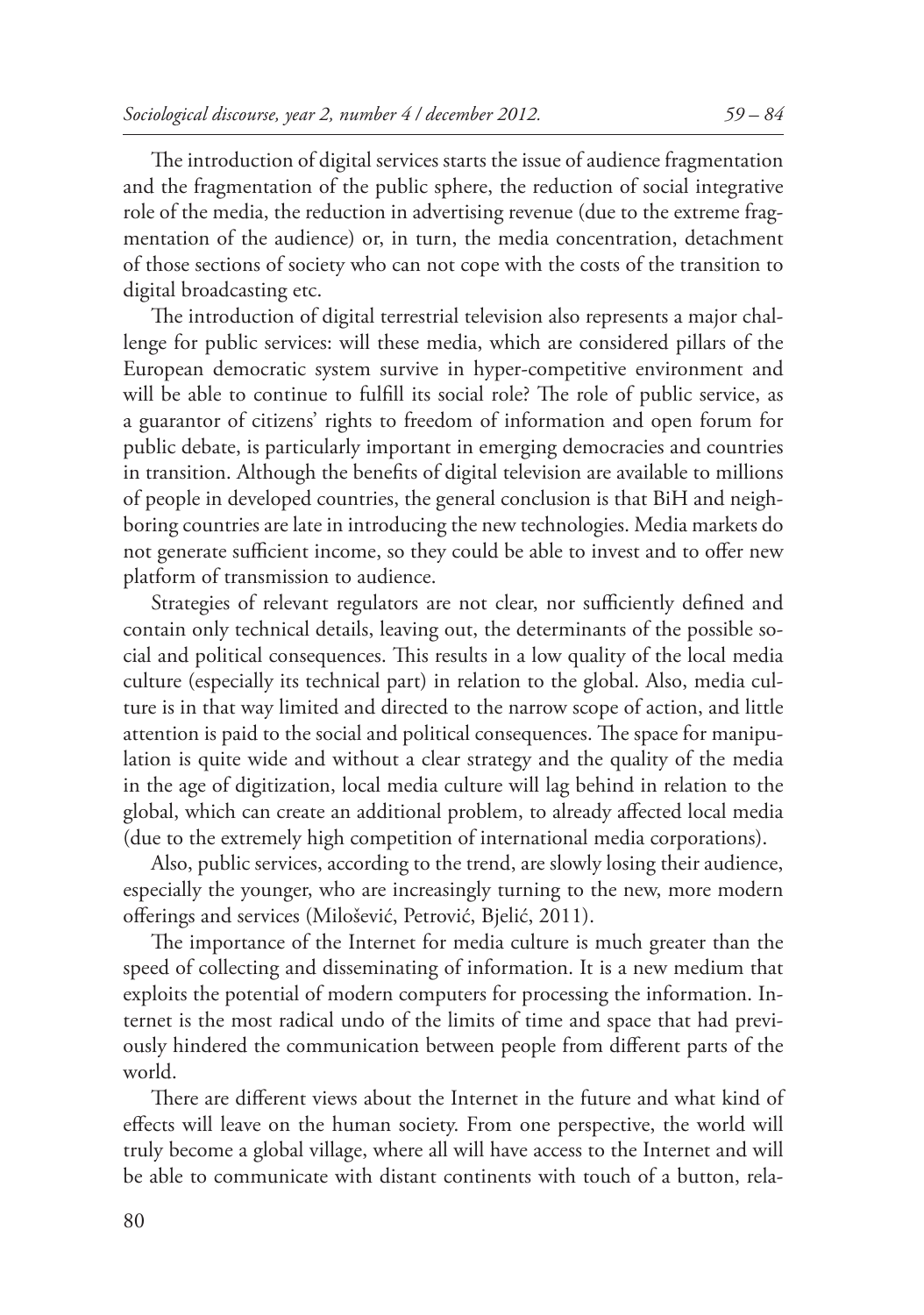The introduction of digital services starts the issue of audience fragmentation and the fragmentation of the public sphere, the reduction of social integrative role of the media, the reduction in advertising revenue (due to the extreme fragmentation of the audience) or, in turn, the media concentration, detachment of those sections of society who can not cope with the costs of the transition to digital broadcasting etc.

The introduction of digital terrestrial television also represents a major challenge for public services: will these media, which are considered pillars of the European democratic system survive in hyper-competitive environment and will be able to continue to fulfill its social role? The role of public service, as a guarantor of citizens' rights to freedom of information and open forum for public debate, is particularly important in emerging democracies and countries in transition. Although the benefits of digital television are available to millions of people in developed countries, the general conclusion is that BiH and neighboring countries are late in introducing the new technologies. Media markets do not generate sufficient income, so they could be able to invest and to offer new platform of transmission to audience.

Strategies of relevant regulators are not clear, nor sufficiently defined and contain only technical details, leaving out, the determinants of the possible social and political consequences. This results in a low quality of the local media culture (especially its technical part) in relation to the global. Also, media culture is in that way limited and directed to the narrow scope of action, and little attention is paid to the social and political consequences. The space for manipulation is quite wide and without a clear strategy and the quality of the media in the age of digitization, local media culture will lag behind in relation to the global, which can create an additional problem, to already affected local media (due to the extremely high competition of international media corporations).

Also, public services, according to the trend, are slowly losing their audience, especially the younger, who are increasingly turning to the new, more modern offerings and services (Milošević, Petrović, Bjelić, 2011).

The importance of the Internet for media culture is much greater than the speed of collecting and disseminating of information. It is a new medium that exploits the potential of modern computers for processing the information. Internet is the most radical undo of the limits of time and space that had previously hindered the communication between people from different parts of the world.

There are different views about the Internet in the future and what kind of effects will leave on the human society. From one perspective, the world will truly become a global village, where all will have access to the Internet and will be able to communicate with distant continents with touch of a button, rela-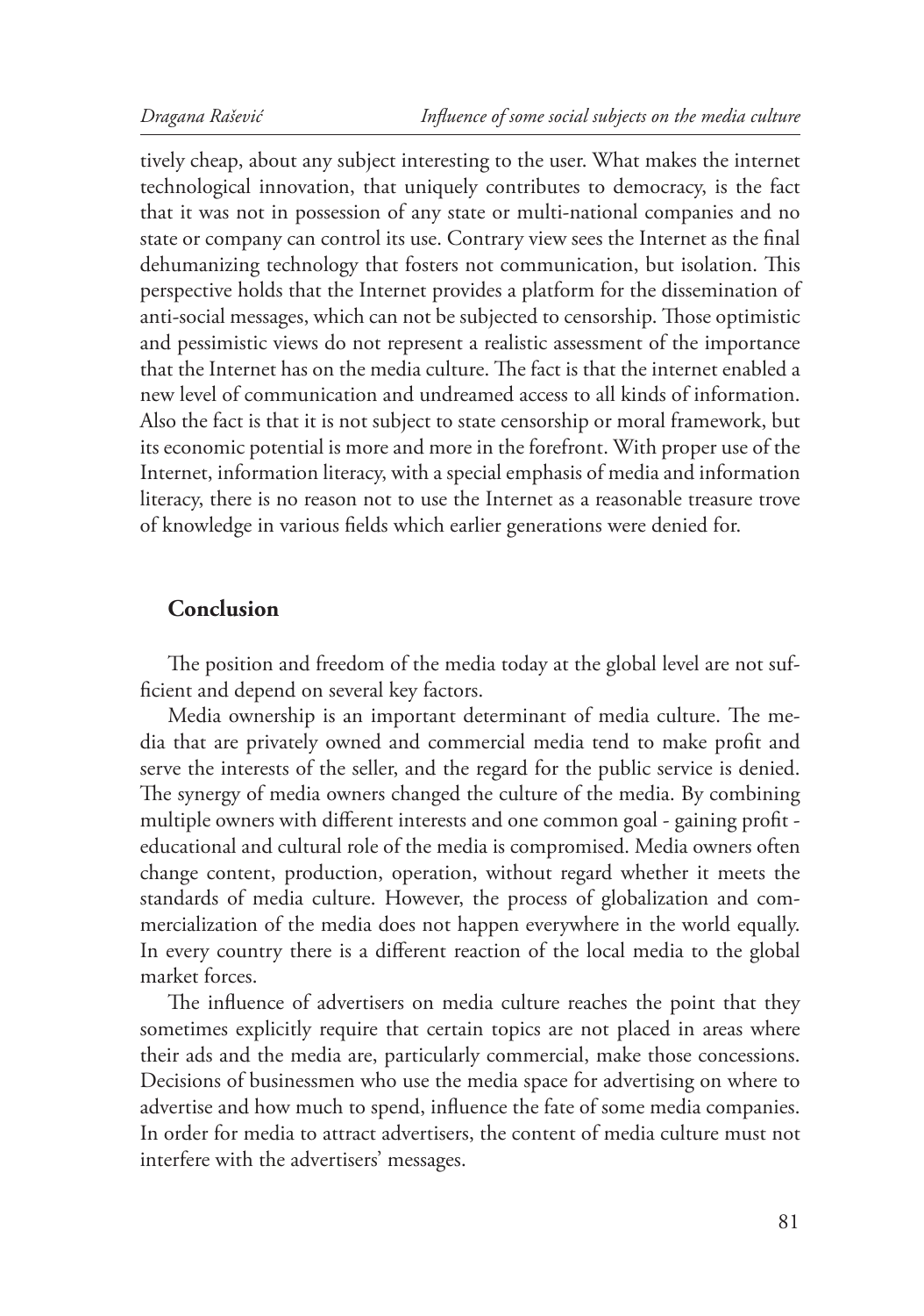tively cheap, about any subject interesting to the user. What makes the internet technological innovation, that uniquely contributes to democracy, is the fact that it was not in possession of any state or multi-national companies and no state or company can control its use. Contrary view sees the Internet as the final dehumanizing technology that fosters not communication, but isolation. This perspective holds that the Internet provides a platform for the dissemination of anti-social messages, which can not be subjected to censorship. Those optimistic and pessimistic views do not represent a realistic assessment of the importance that the Internet has on the media culture. The fact is that the internet enabled a new level of communication and undreamed access to all kinds of information. Also the fact is that it is not subject to state censorship or moral framework, but its economic potential is more and more in the forefront. With proper use of the Internet, information literacy, with a special emphasis of media and information literacy, there is no reason not to use the Internet as a reasonable treasure trove of knowledge in various fields which earlier generations were denied for.

## Conclusion

The position and freedom of the media today at the global level are not sufficient and depend on several key factors.

Media ownership is an important determinant of media culture. The media that are privately owned and commercial media tend to make profit and serve the interests of the seller, and the regard for the public service is denied. The synergy of media owners changed the culture of the media. By combining multiple owners with different interests and one common goal - gaining profit - educational and cultural role of the media is compromised. Media owners often change content, production, operation, without regard whether it meets the standards of media culture. However, the process of globalization and commercialization of the media does not happen everywhere in the world equally. In every country there is a different reaction of the local media to the global market forces.

The influence of advertisers on media culture reaches the point that they sometimes explicitly require that certain topics are not placed in areas where their ads and the media are, particularly commercial, make those concessions. Decisions of businessmen who use the media space for advertising on where to advertise and how much to spend, influence the fate of some media companies. In order for media to attract advertisers, the content of media culture must not interfere with the advertisers' messages.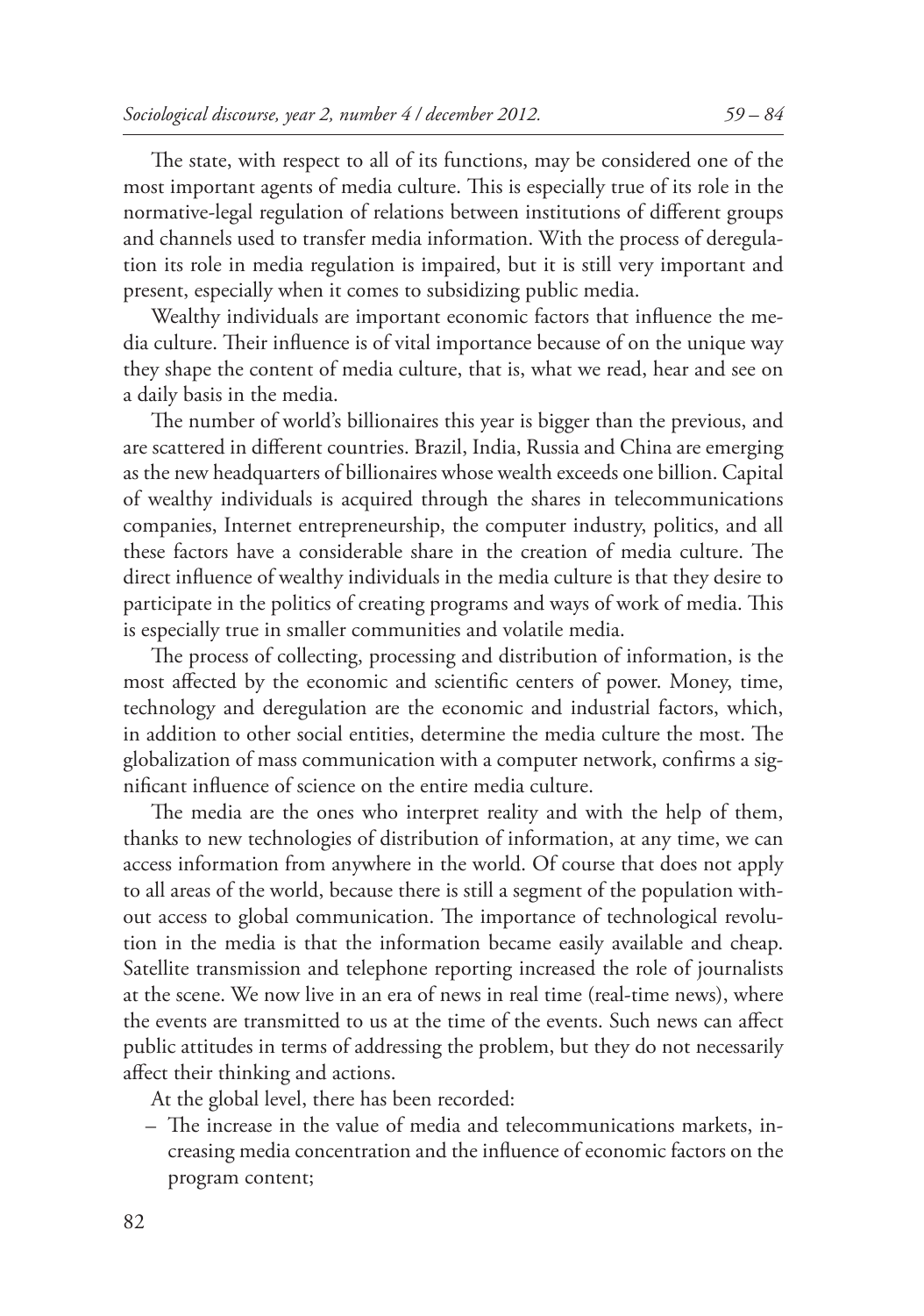The state, with respect to all of its functions, may be considered one of the most important agents of media culture. This is especially true of its role in the normative-legal regulation of relations between institutions of different groups and channels used to transfer media information. With the process of deregulation its role in media regulation is impaired, but it is still very important and present, especially when it comes to subsidizing public media.

Wealthy individuals are important economic factors that influence the media culture. Their influence is of vital importance because of on the unique way they shape the content of media culture, that is, what we read, hear and see on a daily basis in the media.

The number of world's billionaires this year is bigger than the previous, and are scattered in different countries. Brazil, India, Russia and China are emerging as the new headquarters of billionaires whose wealth exceeds one billion. Capital of wealthy individuals is acquired through the shares in telecommunications companies, Internet entrepreneurship, the computer industry, politics, and all these factors have a considerable share in the creation of media culture. The direct influence of wealthy individuals in the media culture is that they desire to participate in the politics of creating programs and ways of work of media. This is especially true in smaller communities and volatile media.

The process of collecting, processing and distribution of information, is the most affected by the economic and scientific centers of power. Money, time, technology and deregulation are the economic and industrial factors, which, in addition to other social entities, determine the media culture the most. The globalization of mass communication with a computer network, confirms a significant influence of science on the entire media culture.

The media are the ones who interpret reality and with the help of them, thanks to new technologies of distribution of information, at any time, we can access information from anywhere in the world. Of course that does not apply to all areas of the world, because there is still a segment of the population without access to global communication. The importance of technological revolution in the media is that the information became easily available and cheap. Satellite transmission and telephone reporting increased the role of journalists at the scene. We now live in an era of news in real time (real-time news), where the events are transmitted to us at the time of the events. Such news can affect public attitudes in terms of addressing the problem, but they do not necessarily affect their thinking and actions.

At the global level, there has been recorded:

– The increase in the value of media and telecommunications markets, increasing media concentration and the influence of economic factors on the program content;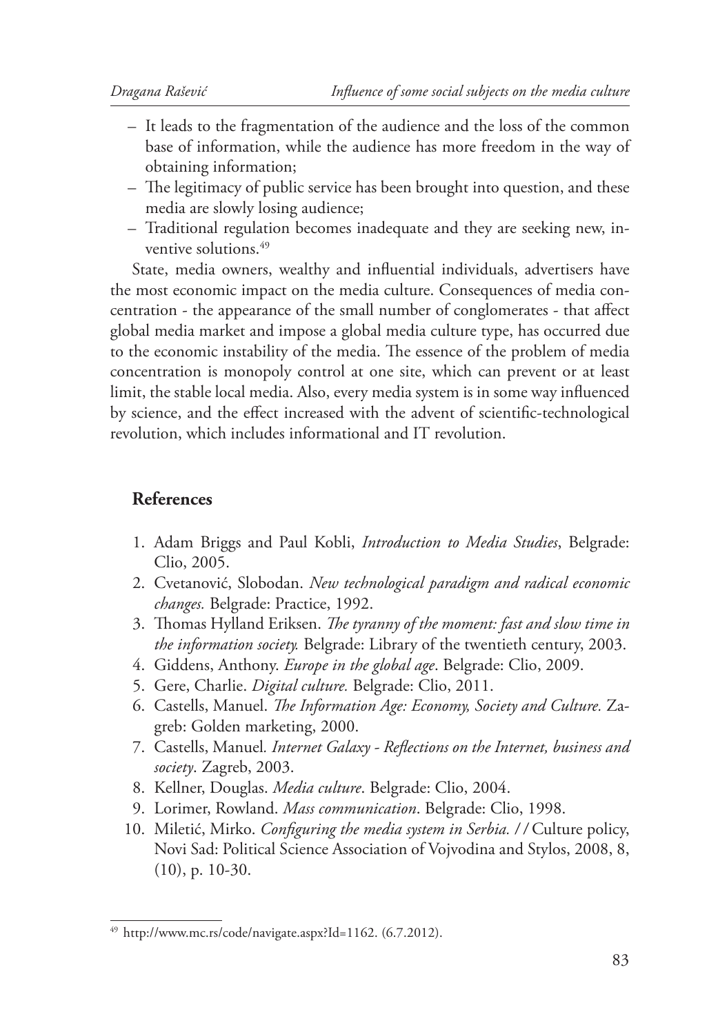– It leads to the fragmentation of the audience and the loss of the common base of information, while the audience has more freedom in the way of obtaining information;
– The legitimacy of public service has been brought into question, and these media are slowly losing audience;
– Traditional regulation becomes inadequate and they are seeking new, inventive solutions.[49]

State, media owners, wealthy and influential individuals, advertisers have the most economic impact on the media culture. Consequences of media concentration - the appearance of the small number of conglomerates - that affect global media market and impose a global media culture type, has occurred due to the economic instability of the media. The essence of the problem of media concentration is monopoly control at one site, which can prevent or at least limit, the stable local media. Also, every media system is in some way influenced by science, and the effect increased with the advent of scientific-technological revolution, which includes informational and IT revolution.

## References

1. Adam Briggs and Paul Kobli, *Introduction to Media Studies*, Belgrade: Clio, 2005.
2. Cvetanović, Slobodan. *New technological paradigm and radical economic changes.* Belgrade: Practice, 1992.
3. Thomas Hylland Eriksen. *The tyranny of the moment: fast and slow time in the information society.* Belgrade: Library of the twentieth century, 2003.
4. Giddens, Anthony. *Europe in the global age*. Belgrade: Clio, 2009.
5. Gere, Charlie. *Digital culture.* Belgrade: Clio, 2011.
6. Castells, Manuel. *The Information Age: Economy, Society and Culture.* Zagreb: Golden marketing, 2000.
7. Castells, Manuel*. Internet Galaxy - Reflections on the Internet, business and society*. Zagreb, 2003.
8. Kellner, Douglas. *Media culture*. Belgrade: Clio, 2004.
9. Lorimer, Rowland. *Mass communication*. Belgrade: Clio, 1998.
10. Miletić, Mirko. *Configuring the media system in Serbia.* // Culture policy, Novi Sad: Political Science Association of Vojvodina and Stylos, 2008, 8, (10), p. 10-30.

---

[49] http://www.mc.rs/code/navigate.aspx?Id=1162. (6.7.2012).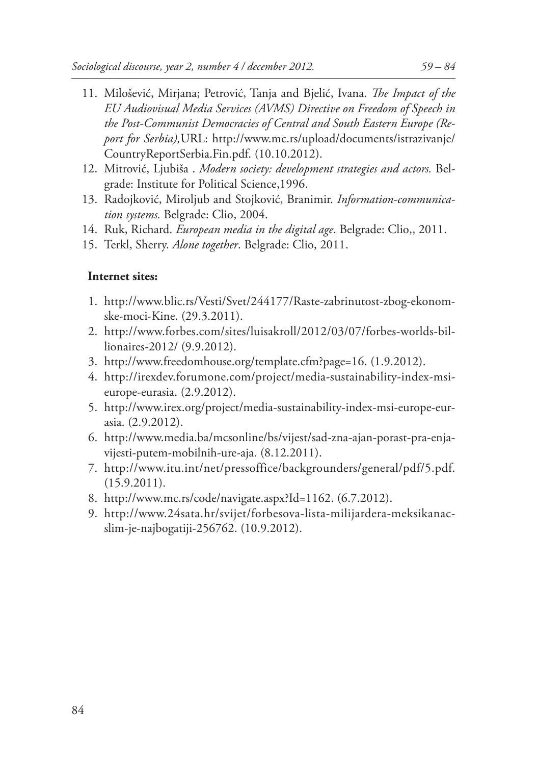11. Milošević, Mirjana; Petrović, Tanja and Bjelić, Ivana. *The Impact of the EU Audiovisual Media Services (AVMS) Directive on Freedom of Speech in the Post-Communist Democracies of Central and South Eastern Europe (Report for Serbia),*URL: http://www.mc.rs/upload/documents/istrazivanje/CountryReportSerbia.Fin.pdf. (10.10.2012).
12. Mitrović, Ljubiša . *Modern society: development strategies and actors.* Belgrade: Institute for Political Science,1996.
13. Radojković, Miroljub and Stojković, Branimir. *Information-communication systems.* Belgrade: Clio, 2004.
14. Ruk, Richard. *European media in the digital age*. Belgrade: Clio,, 2011.
15. Terkl, Sherry. *Alone together*. Belgrade: Clio, 2011.

**Internet sites:**

1. http://www.blic.rs/Vesti/Svet/244177/Raste-zabrinutost-zbog-ekonomske-moci-Kine. (29.3.2011).
2. http://www.forbes.com/sites/luisakroll/2012/03/07/forbes-worlds-billionaires-2012/ (9.9.2012).
3. http://www.freedomhouse.org/template.cfm?page=16. (1.9.2012).
4. http://irexdev.forumone.com/project/media-sustainability-index-msi-europe-eurasia. (2.9.2012).
5. http://www.irex.org/project/media-sustainability-index-msi-europe-eurasia. (2.9.2012).
6. http://www.media.ba/mcsonline/bs/vijest/sad-zna-ajan-porast-pra-enja-vijesti-putem-mobilnih-ure-aja. (8.12.2011).
7. http://www.itu.int/net/pressoffice/backgrounders/general/pdf/5.pdf. (15.9.2011).
8. http://www.mc.rs/code/navigate.aspx?Id=1162. (6.7.2012).
9. http://www.24sata.hr/svijet/forbesova-lista-milijardera-meksikanac-slim-je-najbogatiji-256762. (10.9.2012).